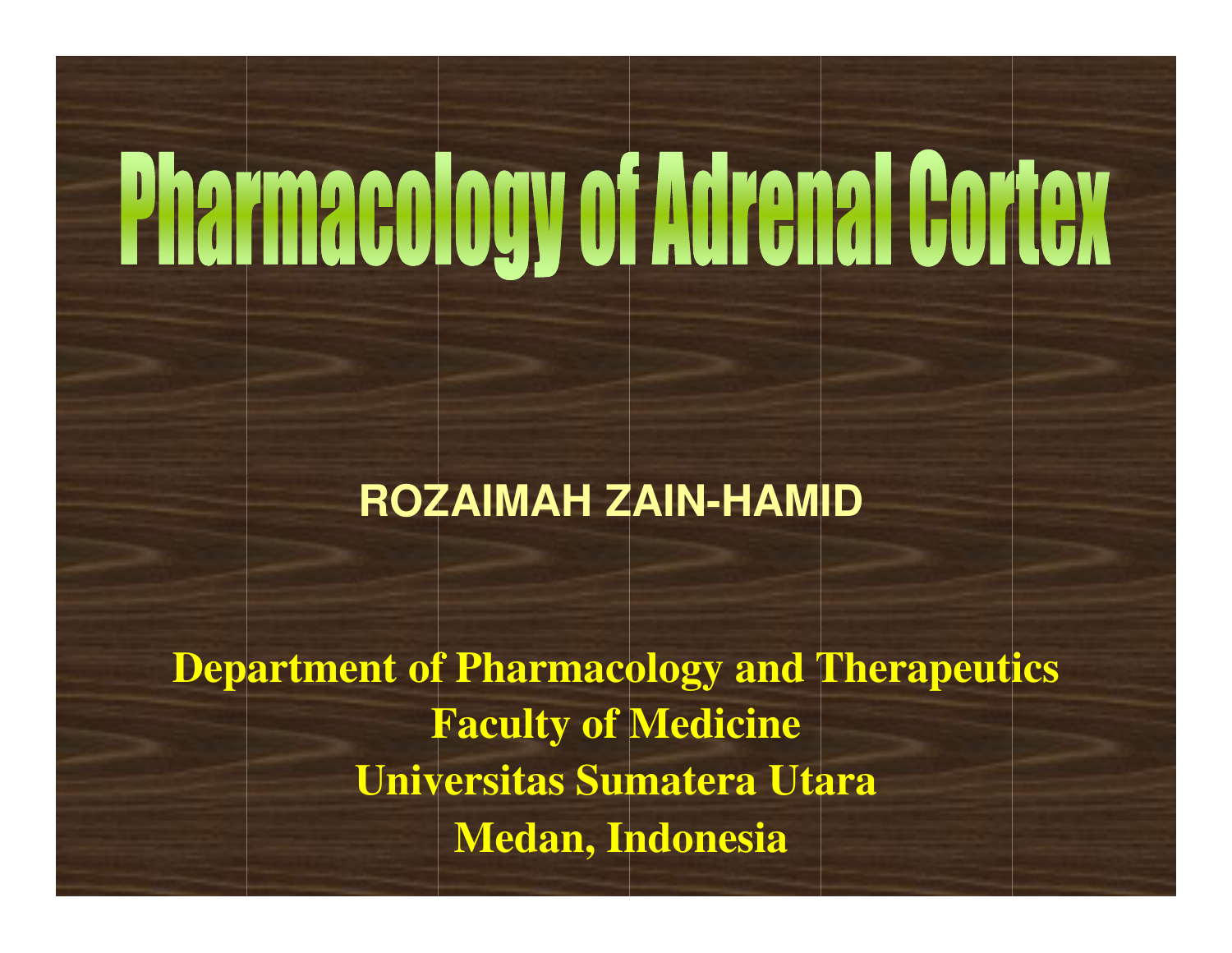# Pharmacology of Adrenal Cortex

**ROZAIMAH ZAIN-HAMID**

**Department of Pharmacology and Therapeutics**
**Faculty of Medicine**
**Universitas Sumatera Utara**
**Medan, Indonesia**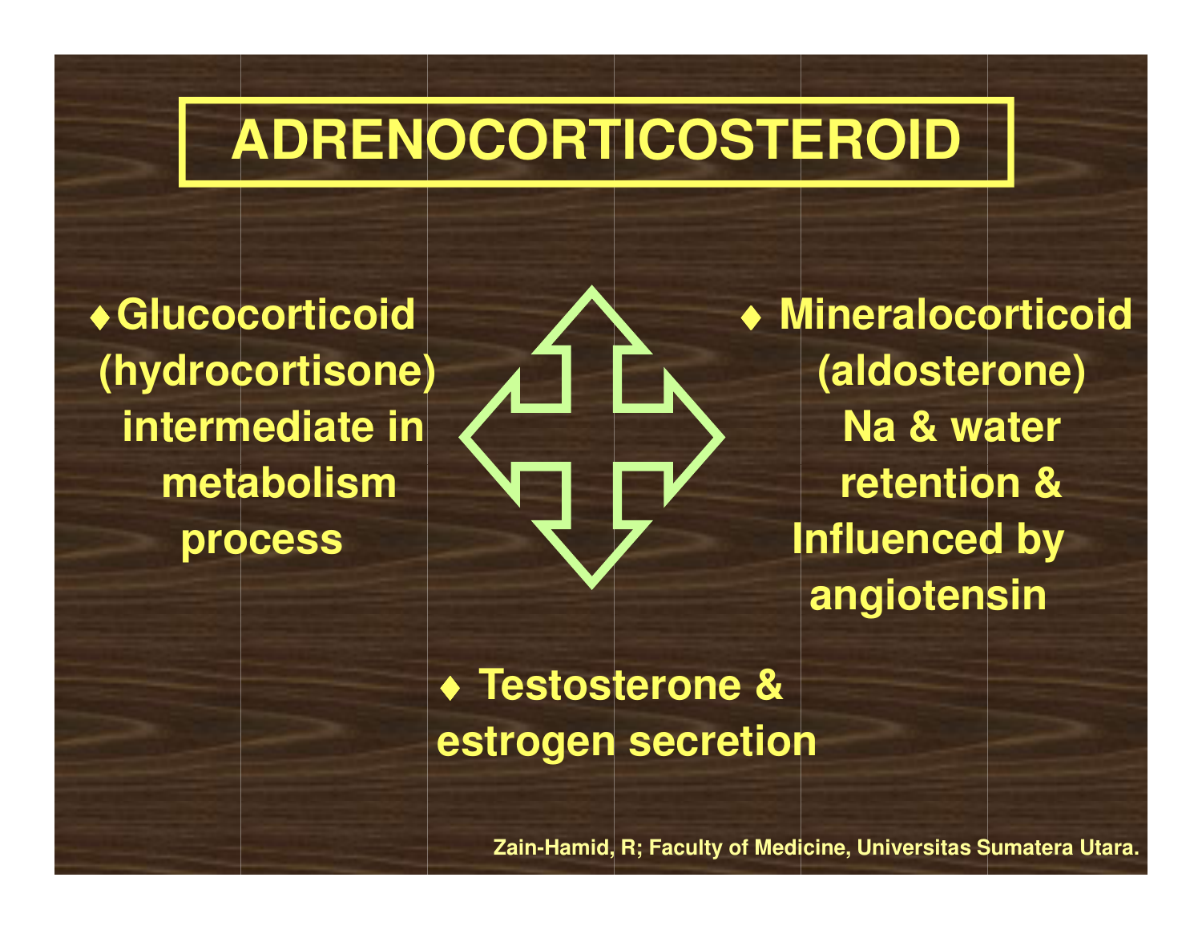# ADRENOCORTICOSTEROID

- Glucocorticoid (hydrocortisone) intermediate in metabolism process

- Mineralocorticoid (aldosterone) Na & water retention & Influenced by angiotensin

- Testosterone & estrogen secretion

Zain-Hamid, R; Faculty of Medicine, Universitas Sumatera Utara.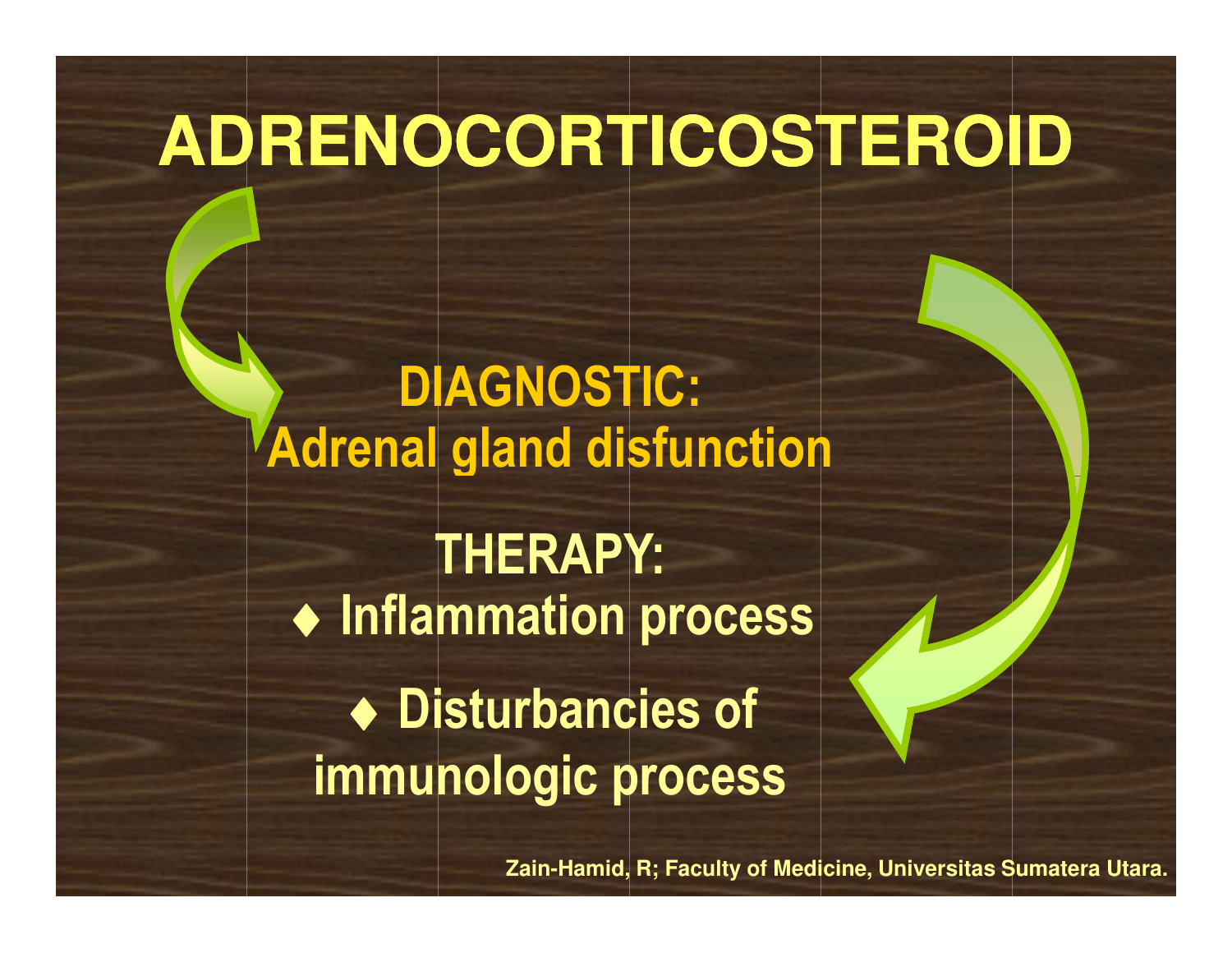# ADRENOCORTICOSTEROID

**DIAGNOSTIC:**
**Adrenal gland disfunction**

**THERAPY:**

- **Inflammation process**
- **Disturbancies of immunologic process**

Zain-Hamid, R; Faculty of Medicine, Universitas Sumatera Utara.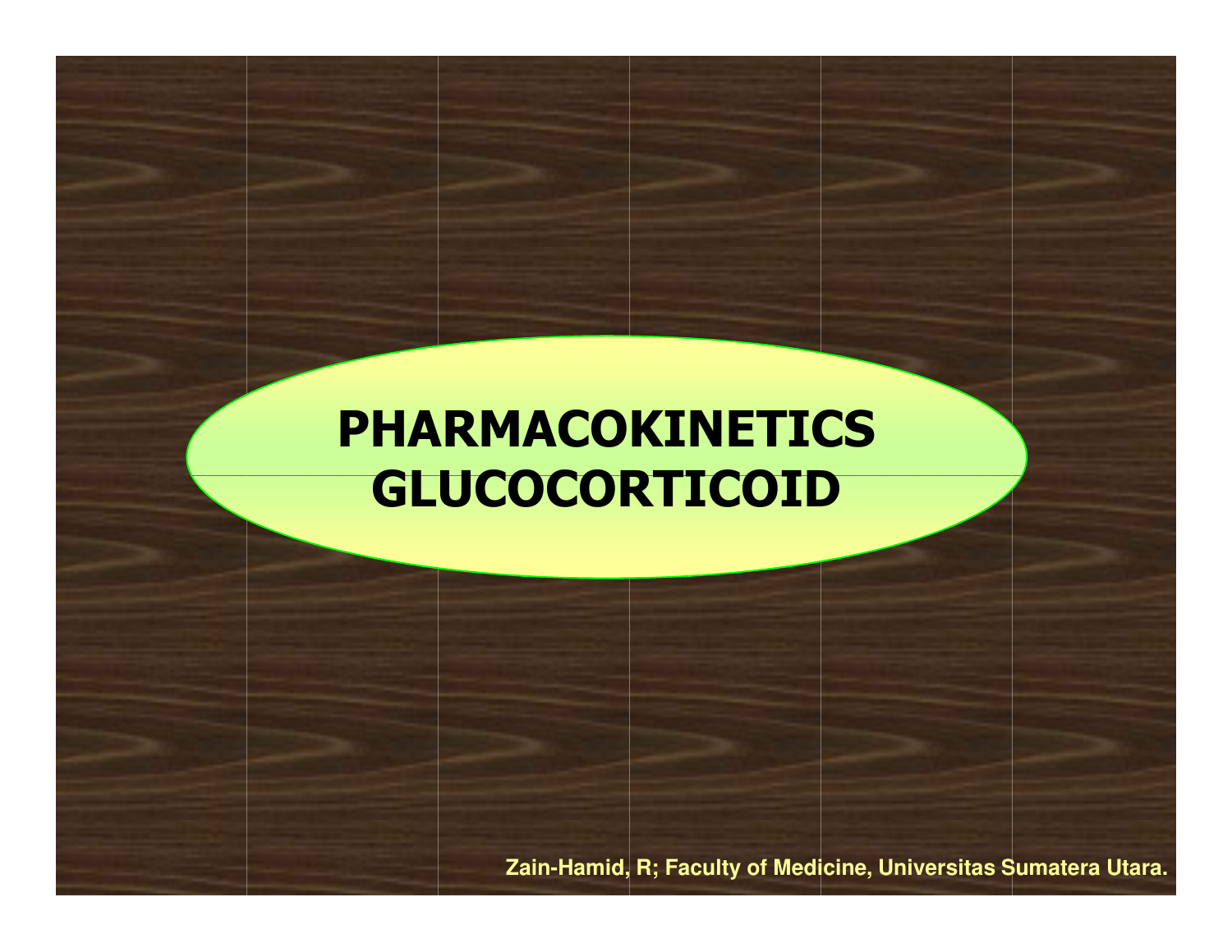# PHARMACOKINETICS GLUCOCORTICOID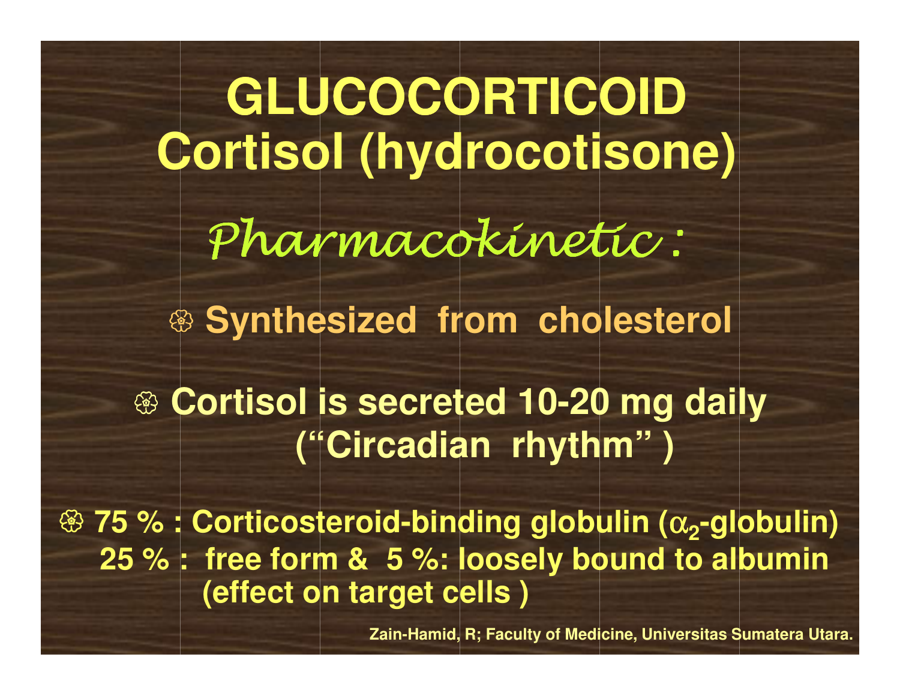# GLUCOCORTICOID
# Cortisol (hydrocotisone)

## *Pharmacokinetic :*

- **Synthesized from cholesterol**

- **Cortisol is secreted 10-20 mg daily ("Circadian rhythm" )**

- **75 % : Corticosteroid-binding globulin ($\alpha_2$-globulin)**
  **25 % : free form & 5 %: loosely bound to albumin (effect on target cells )**

Zain-Hamid, R; Faculty of Medicine, Universitas Sumatera Utara.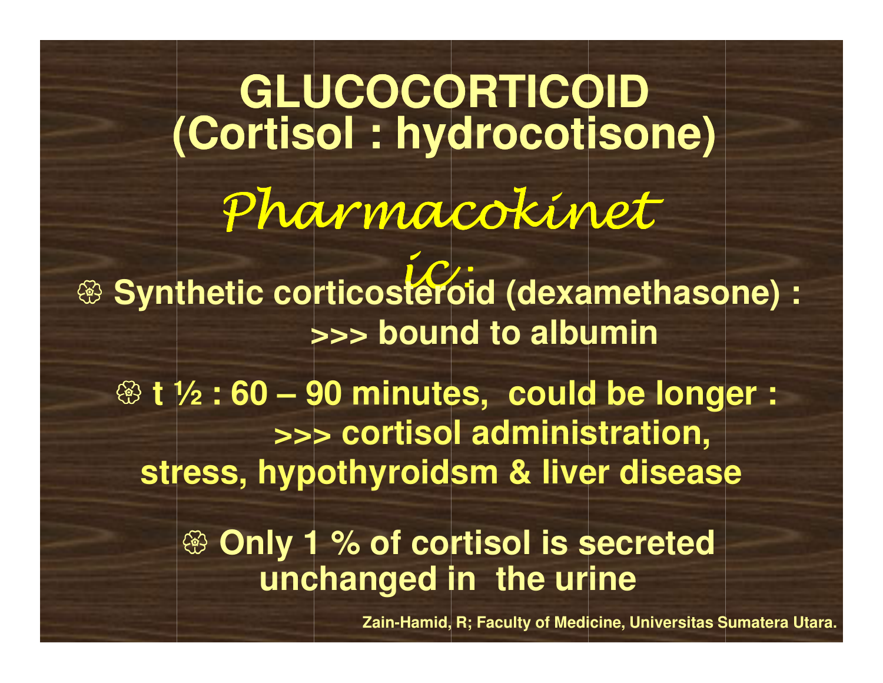# GLUCOCORTICOID (Cortisol : hydrocotisone)

## *Pharmacokinetic:*

- Synthetic corticosteroid (dexamethasone) : >>> bound to albumin
- t ½ : 60 – 90 minutes, could be longer : >>> cortisol administration, stress, hypothyroidsm & liver disease
- Only 1 % of cortisol is secreted unchanged in the urine

Zain-Hamid, R; Faculty of Medicine, Universitas Sumatera Utara.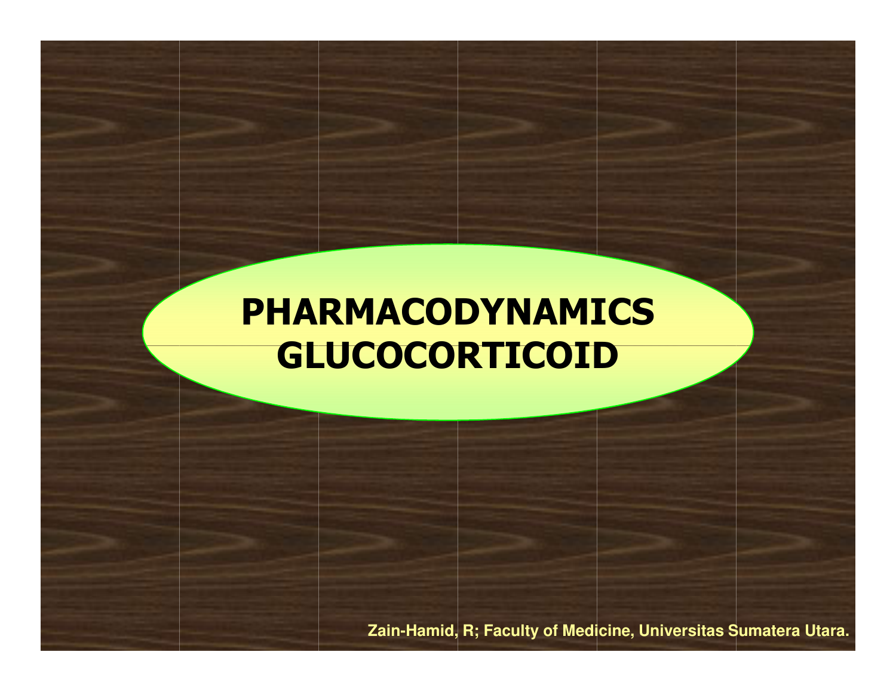# PHARMACODYNAMICS GLUCOCORTICOID

Zain-Hamid, R; Faculty of Medicine, Universitas Sumatera Utara.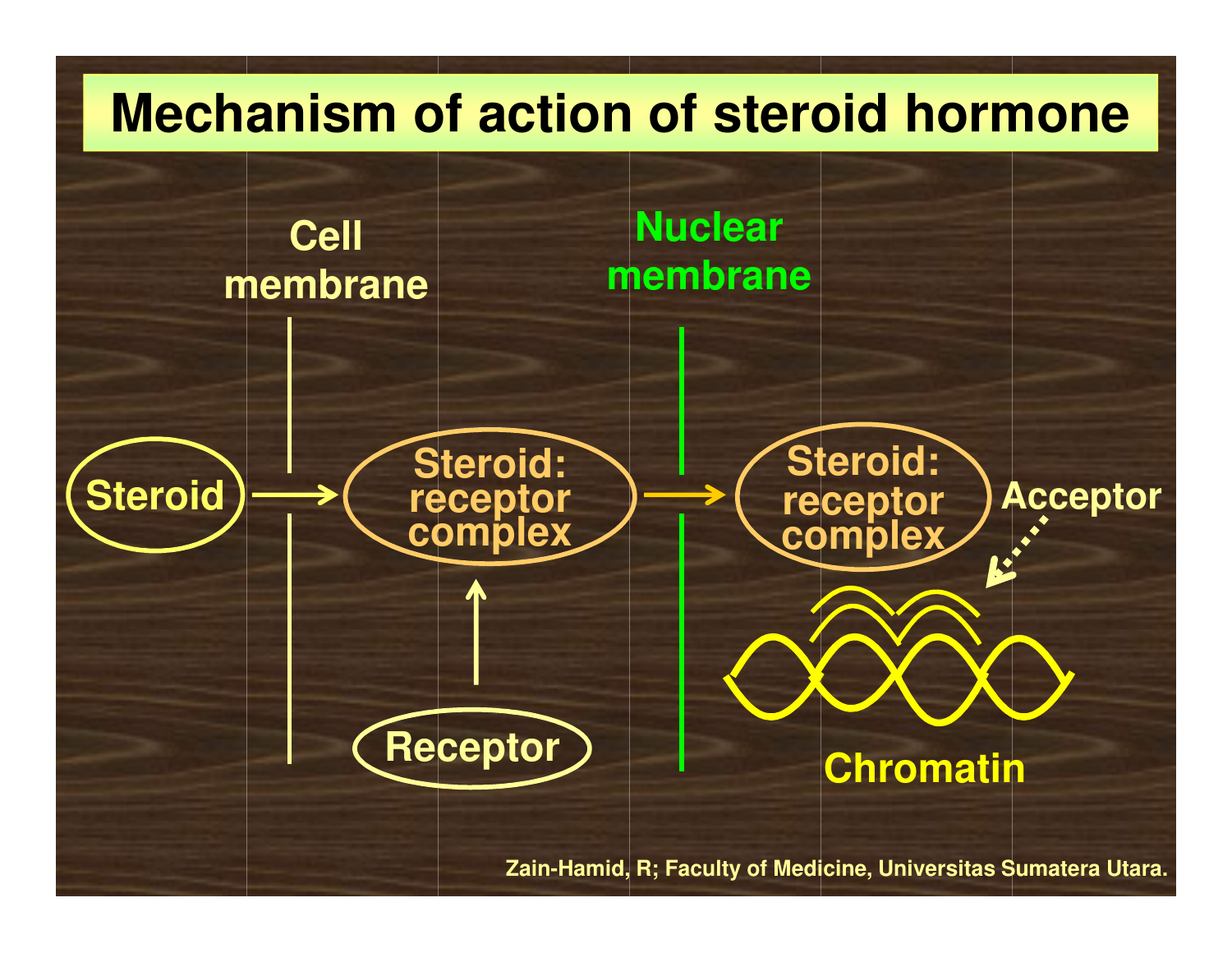# Mechanism of action of steroid hormone

Cell membrane

Nuclear membrane

Steroid → Steroid: receptor complex → Steroid: receptor complex

Receptor

Acceptor

Chromatin

Zain-Hamid, R; Faculty of Medicine, Universitas Sumatera Utara.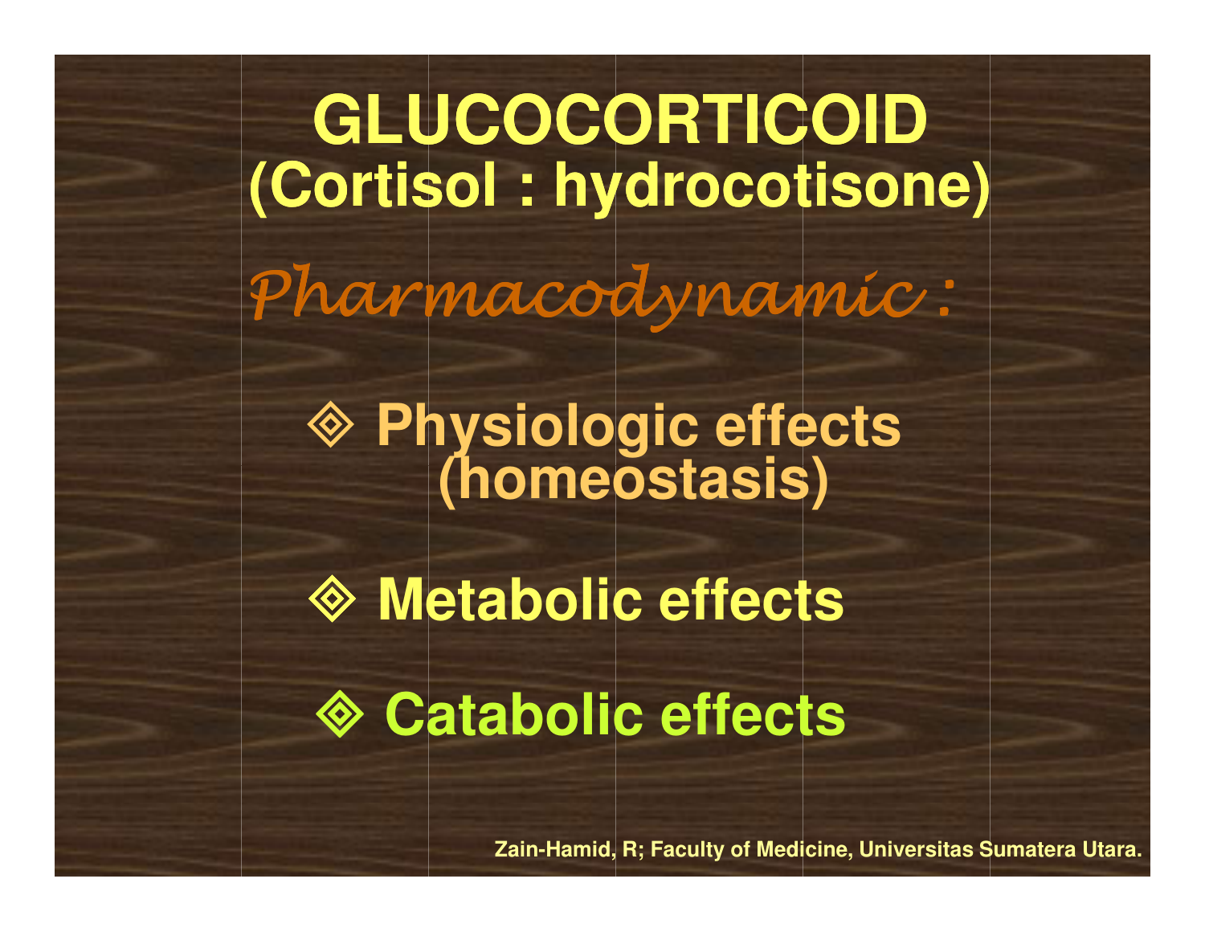# GLUCOCORTICOID
## (Cortisol : hydrocotisone)

*Pharmacodynamic :*

- **Physiologic effects (homeostasis)**
- **Metabolic effects**
- **Catabolic effects**

Zain-Hamid, R; Faculty of Medicine, Universitas Sumatera Utara.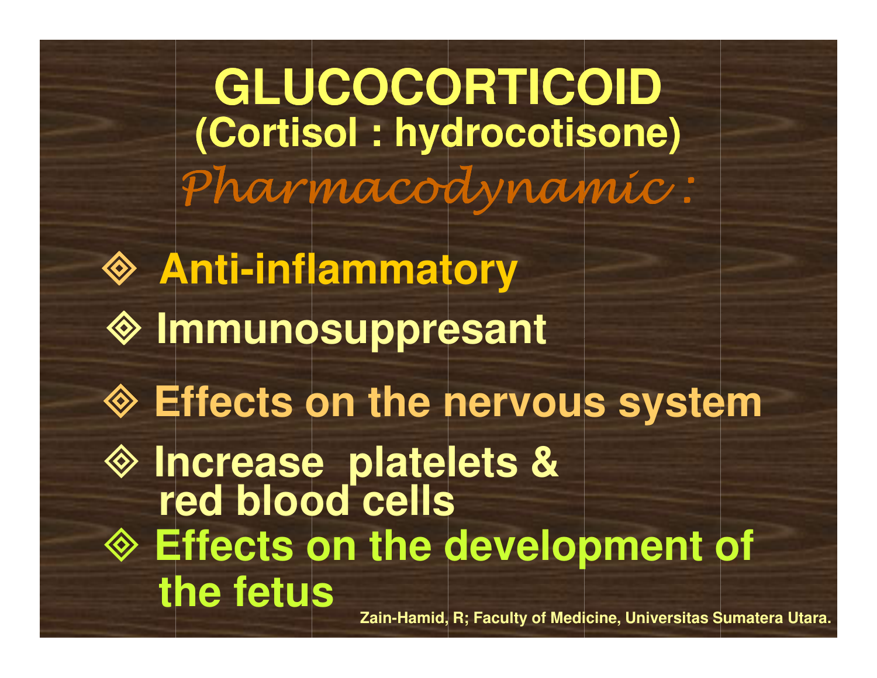# GLUCOCORTICOID

## (Cortisol : hydrocotisone)

*Pharmacodynamic :*

- **Anti-inflammatory**
- **Immunosuppresant**
- **Effects on the nervous system**
- **Increase platelets & red blood cells**
- **Effects on the development of the fetus**

Zain-Hamid, R; Faculty of Medicine, Universitas Sumatera Utara.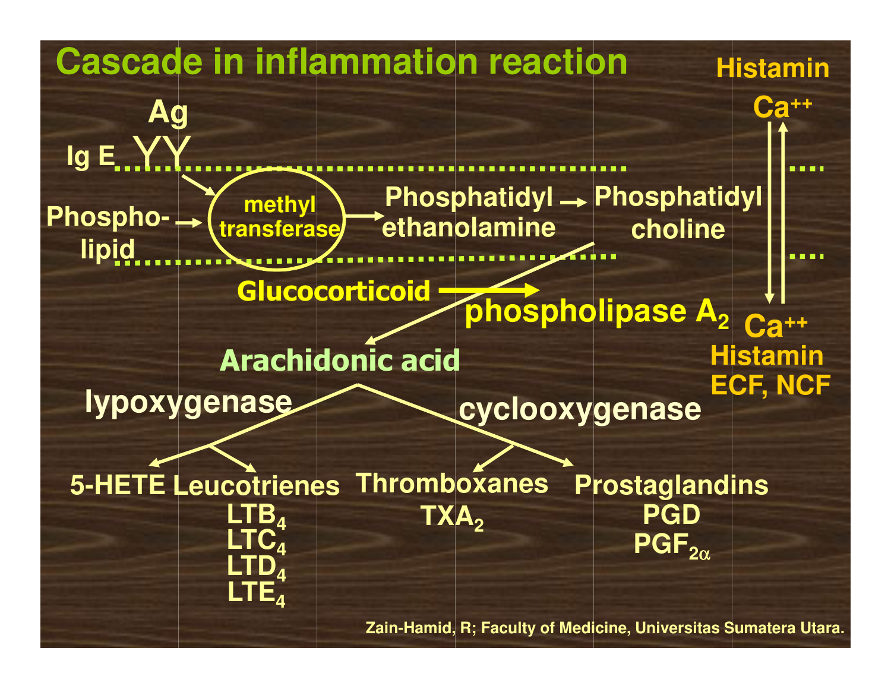# Cascade in inflammation reaction

Ag

Ig E

Phospholipid → methyl transferase → Phosphatidyl ethanolamine → Phosphatidyl choline

Glucocorticoid → phospholipase $A_2$

Arachidonic acid

lypoxygenase

cyclooxygenase

5-HETE

Leucotrienes
$LTB_4$
$LTC_4$
$LTD_4$
$LTE_4$

Thromboxanes
$TXA_2$

Prostaglandins
PGD
$PGF_{2\alpha}$

Histamin
$Ca^{++}$

$Ca^{++}$
Histamin
ECF, NCF

Zain-Hamid, R; Faculty of Medicine, Universitas Sumatera Utara.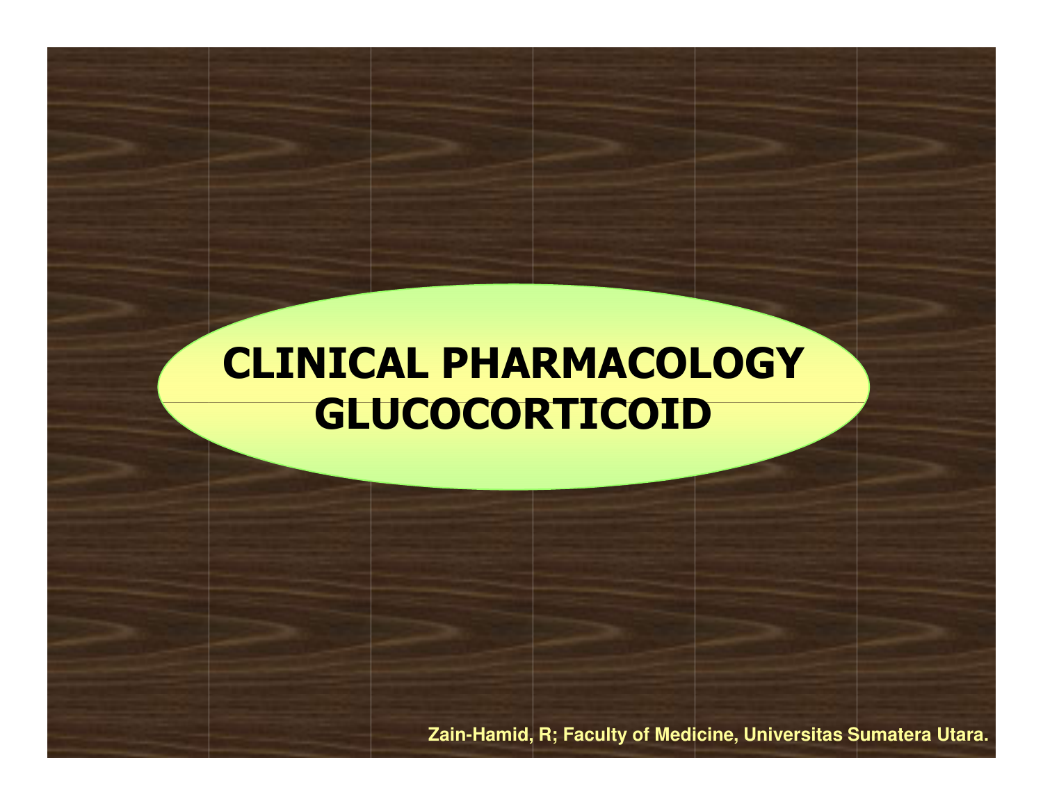# CLINICAL PHARMACOLOGY GLUCOCORTICOID

Zain-Hamid, R; Faculty of Medicine, Universitas Sumatera Utara.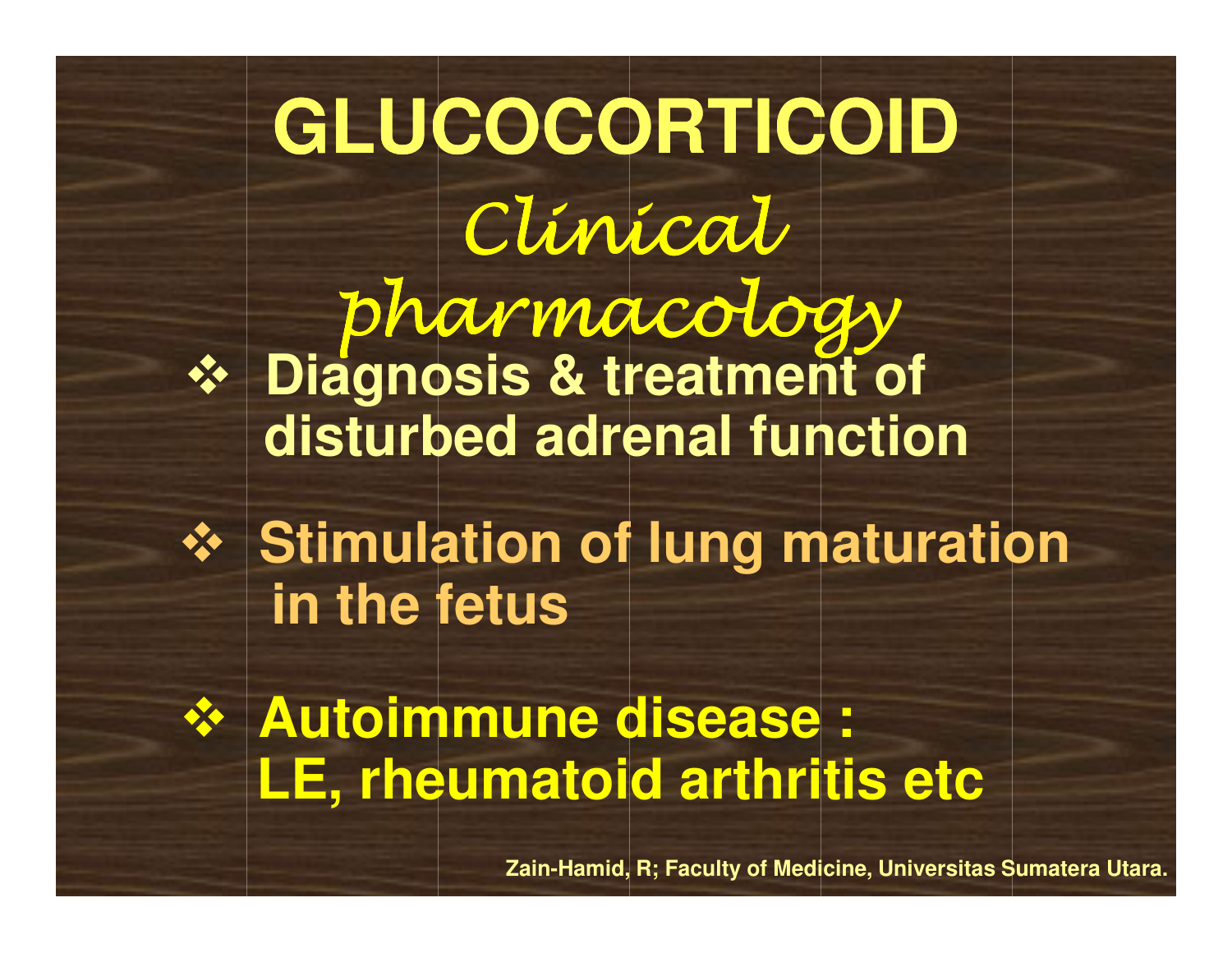# GLUCOCORTICOID

## *Clinical pharmacology*

- **Diagnosis & treatment of disturbed adrenal function**

- **Stimulation of lung maturation in the fetus**

- **Autoimmune disease : LE, rheumatoid arthritis etc**

**Zain-Hamid, R; Faculty of Medicine, Universitas Sumatera Utara.**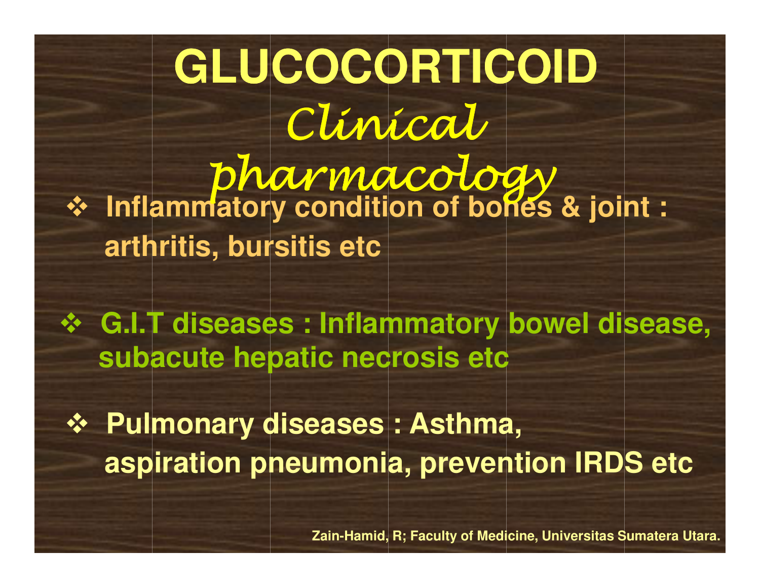# GLUCOCORTICOID

## *Clinical pharmacology*

- **Inflammatory condition of bones & joint : arthritis, bursitis etc**

- **G.I.T diseases : Inflammatory bowel disease, subacute hepatic necrosis etc**

- **Pulmonary diseases : Asthma, aspiration pneumonia, prevention IRDS etc**

Zain-Hamid, R; Faculty of Medicine, Universitas Sumatera Utara.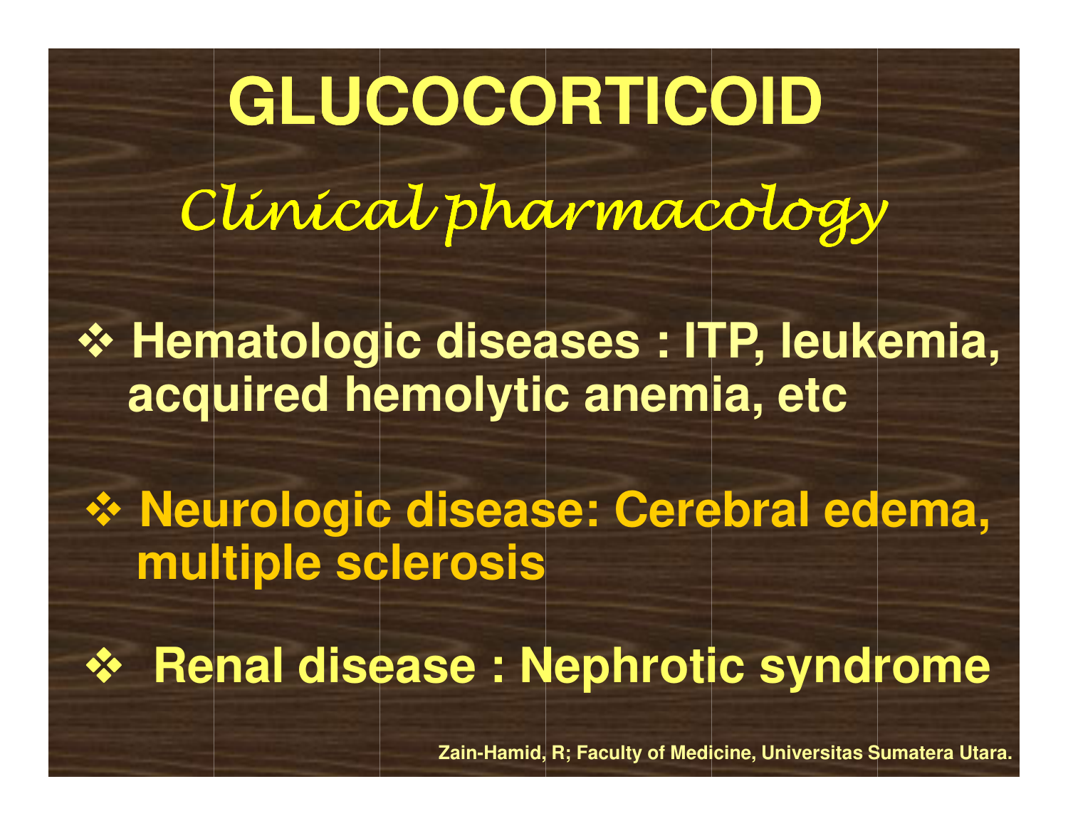# GLUCOCORTICOID

## *Clinical pharmacology*

- **Hematologic diseases : ITP, leukemia, acquired hemolytic anemia, etc**

- **Neurologic disease: Cerebral edema, multiple sclerosis**

- **Renal disease : Nephrotic syndrome**

**Zain-Hamid, R; Faculty of Medicine, Universitas Sumatera Utara.**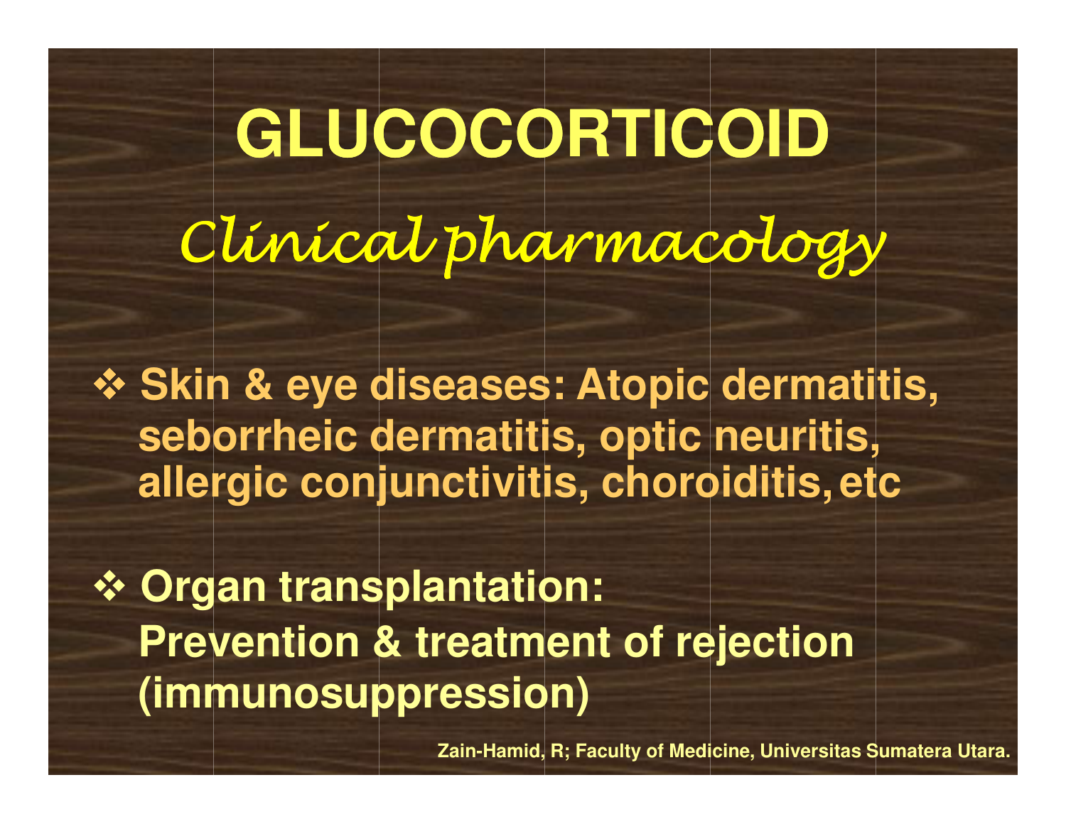# GLUCOCORTICOID

## *Clinical pharmacology*

- **Skin & eye diseases: Atopic dermatitis, seborrheic dermatitis, optic neuritis, allergic conjunctivitis, choroiditis, etc**

- **Organ transplantation: Prevention & treatment of rejection (immunosuppression)**

Zain-Hamid, R; Faculty of Medicine, Universitas Sumatera Utara.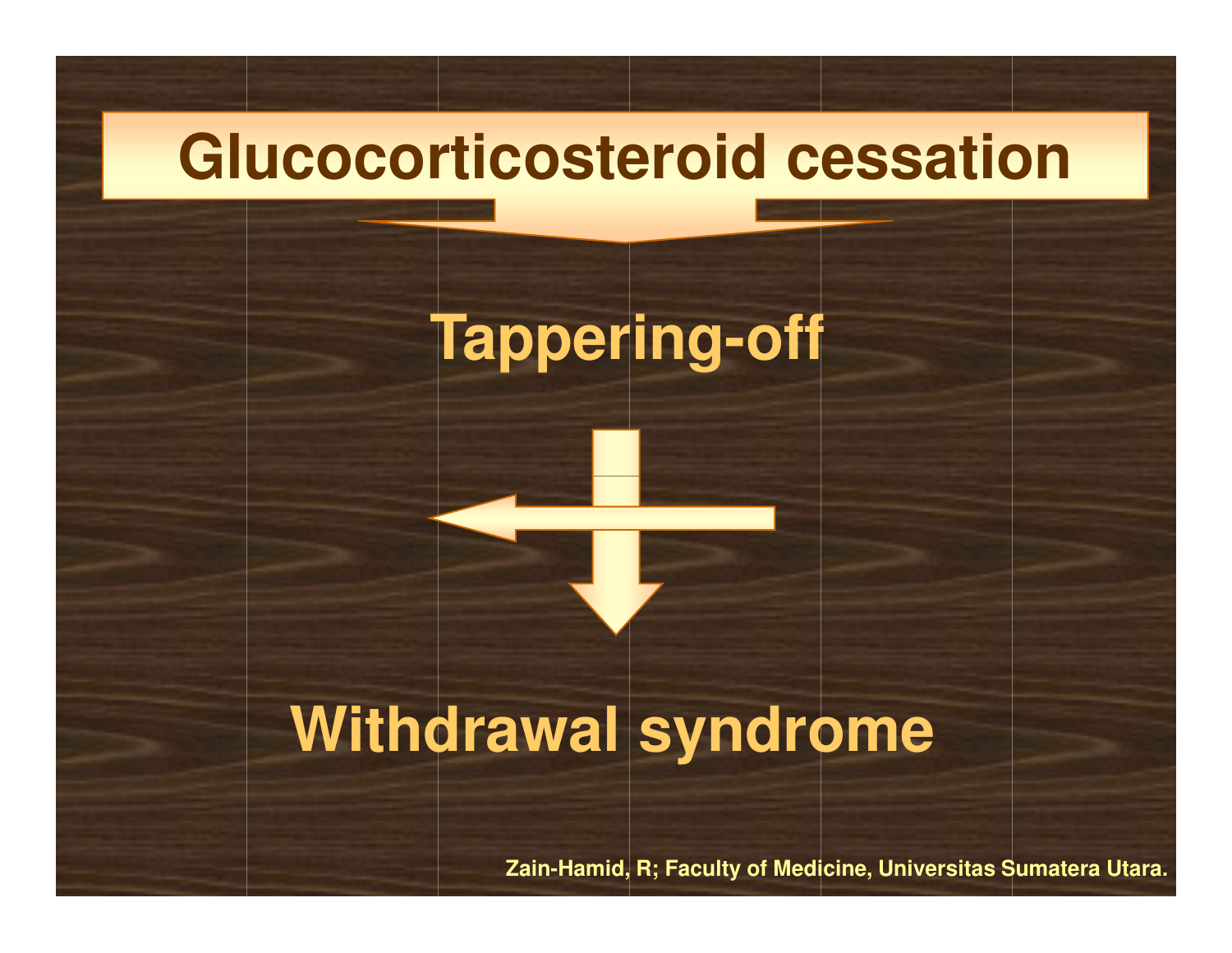# Glucocorticosteroid cessation

**Tappering-off**

**Withdrawal syndrome**

Zain-Hamid, R; Faculty of Medicine, Universitas Sumatera Utara.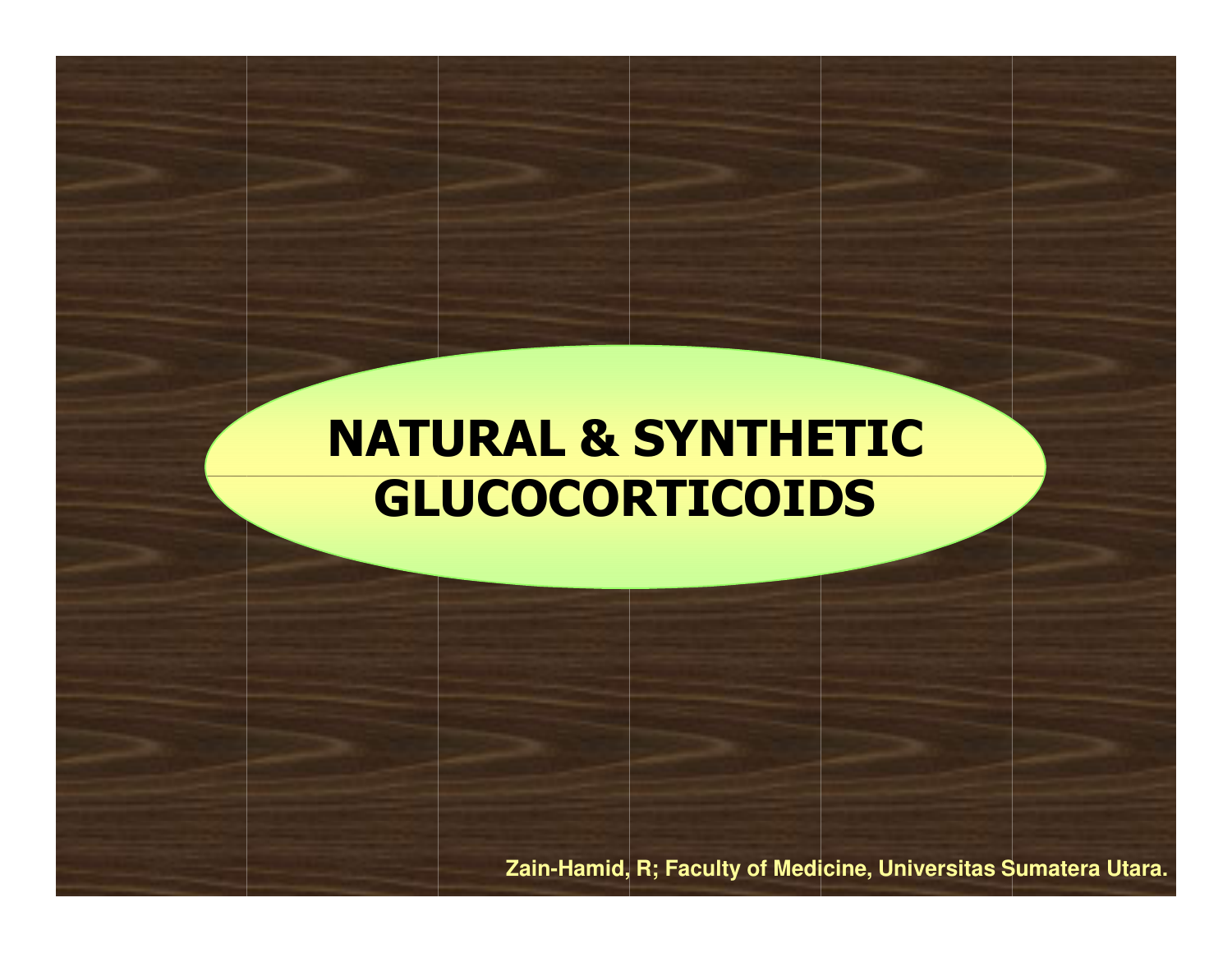# NATURAL & SYNTHETIC GLUCOCORTICOIDS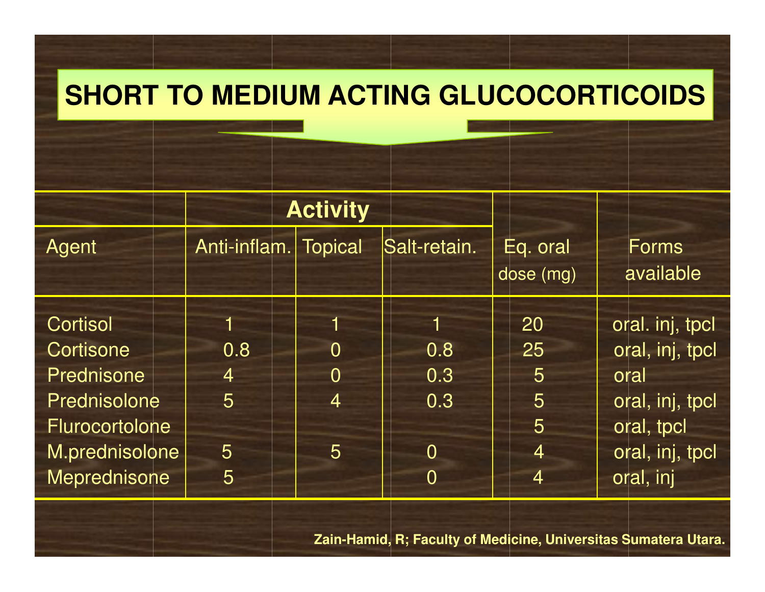# SHORT TO MEDIUM ACTING GLUCOCORTICOIDS

| | Activity | | | | |
|---|---|---|---|---|---|
| Agent | Anti-inflam. | Topical | Salt-retain. | Eq. oral dose (mg) | Forms available |
| Cortisol | 1 | 1 | 1 | 20 | oral. inj, tpcl |
| Cortisone | 0.8 | 0 | 0.8 | 25 | oral, inj, tpcl |
| Prednisone | 4 | 0 | 0.3 | 5 | oral |
| Prednisolone | 5 | 4 | 0.3 | 5 | oral, inj, tpcl |
| Flurocortolone | | | | 5 | oral, tpcl |
| M.prednisolone | 5 | 5 | 0 | 4 | oral, inj, tpcl |
| Meprednisone | 5 | | 0 | 4 | oral, inj |

**Zain-Hamid, R; Faculty of Medicine, Universitas Sumatera Utara.**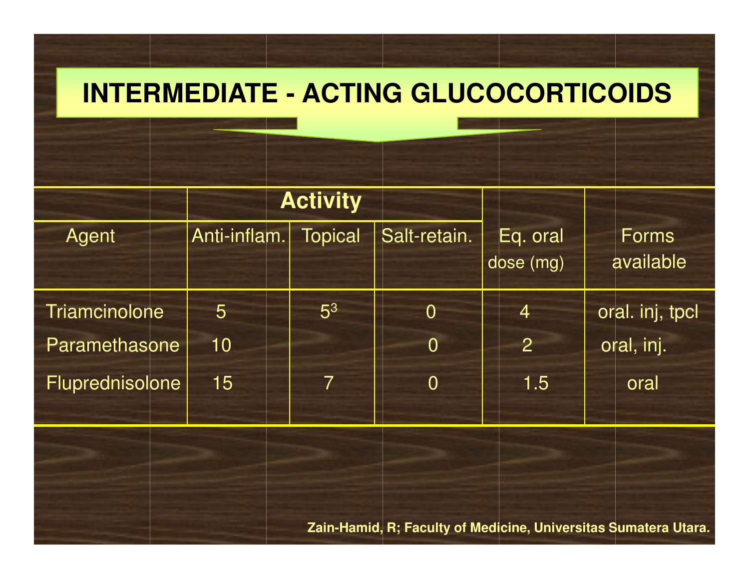# INTERMEDIATE - ACTING GLUCOCORTICOIDS

| Agent | Activity | | | Eq. oral dose (mg) | Forms available |
|---|---|---|---|---|---|
| | Anti-inflam. | Topical | Salt-retain. | | |
| Triamcinolone | 5 | 5[3] | 0 | 4 | oral. inj, tpcl |
| Paramethasone | 10 | | 0 | 2 | oral, inj. |
| Fluprednisolone | 15 | 7 | 0 | 1.5 | oral |

**Zain-Hamid, R; Faculty of Medicine, Universitas Sumatera Utara.**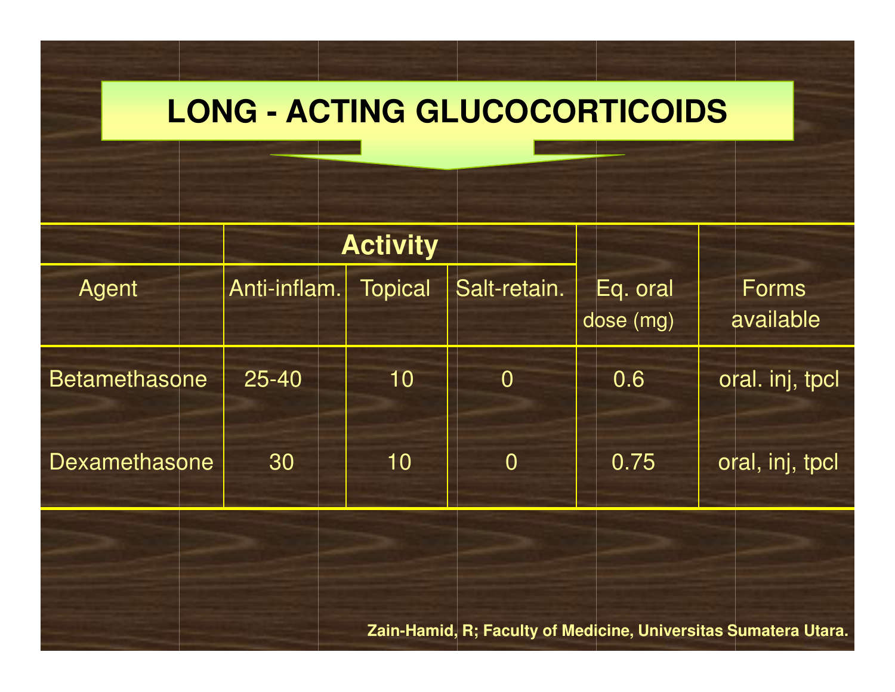# LONG - ACTING GLUCOCORTICOIDS

| Agent | Activity | | | Eq. oral dose (mg) | Forms available |
|---|---|---|---|---|---|
| | Anti-inflam. | Topical | Salt-retain. | | |
| Betamethasone | 25-40 | 10 | 0 | 0.6 | oral. inj, tpcl |
| Dexamethasone | 30 | 10 | 0 | 0.75 | oral, inj, tpcl |

**Zain-Hamid, R; Faculty of Medicine, Universitas Sumatera Utara.**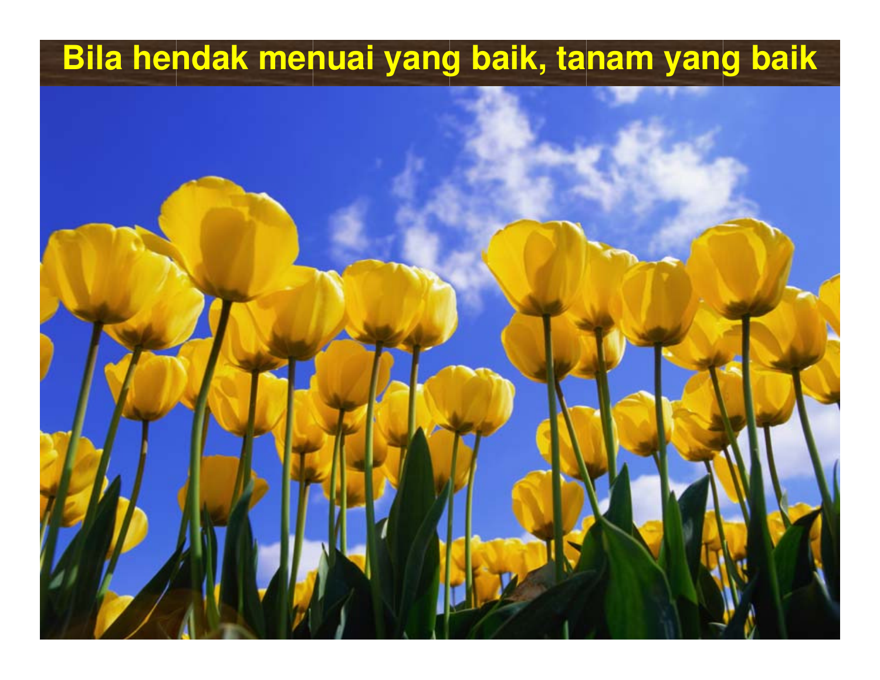# Bila hendak menuai yang baik, tanam yang baik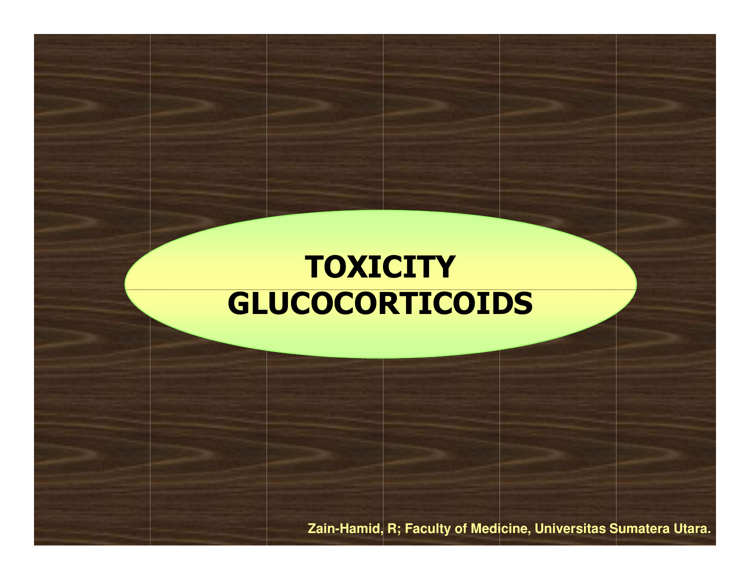# TOXICITY GLUCOCORTICOIDS

Zain-Hamid, R; Faculty of Medicine, Universitas Sumatera Utara.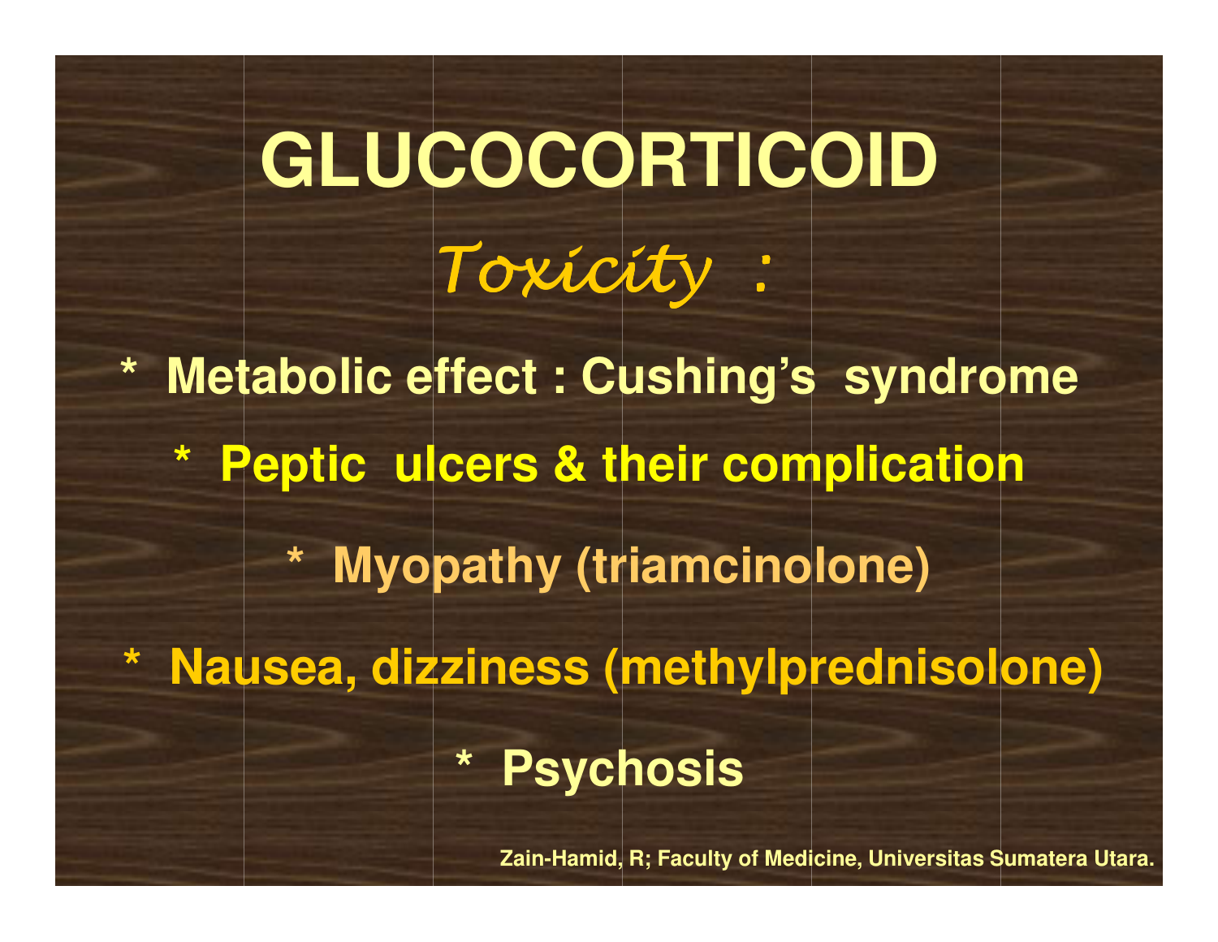# GLUCOCORTICOID

*Toxicity :*

* Metabolic effect : Cushing's syndrome
* Peptic ulcers & their complication
* Myopathy (triamcinolone)
* Nausea, dizziness (methylprednisolone)
* Psychosis

Zain-Hamid, R; Faculty of Medicine, Universitas Sumatera Utara.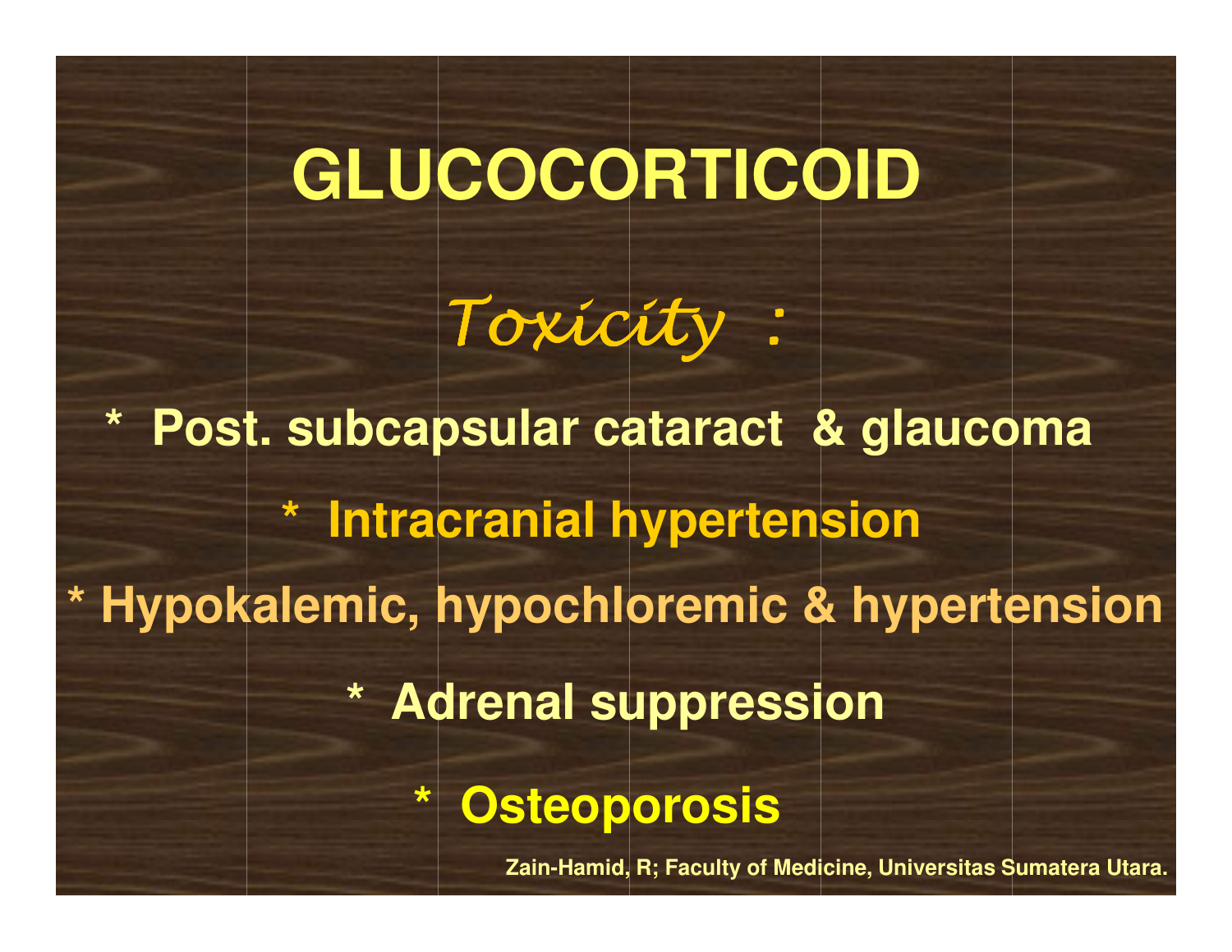# GLUCOCORTICOID

*Toxicity :*

- Post. subcapsular cataract & glaucoma
- Intracranial hypertension
- Hypokalemic, hypochloremic & hypertension
- Adrenal suppression
- Osteoporosis

Zain-Hamid, R; Faculty of Medicine, Universitas Sumatera Utara.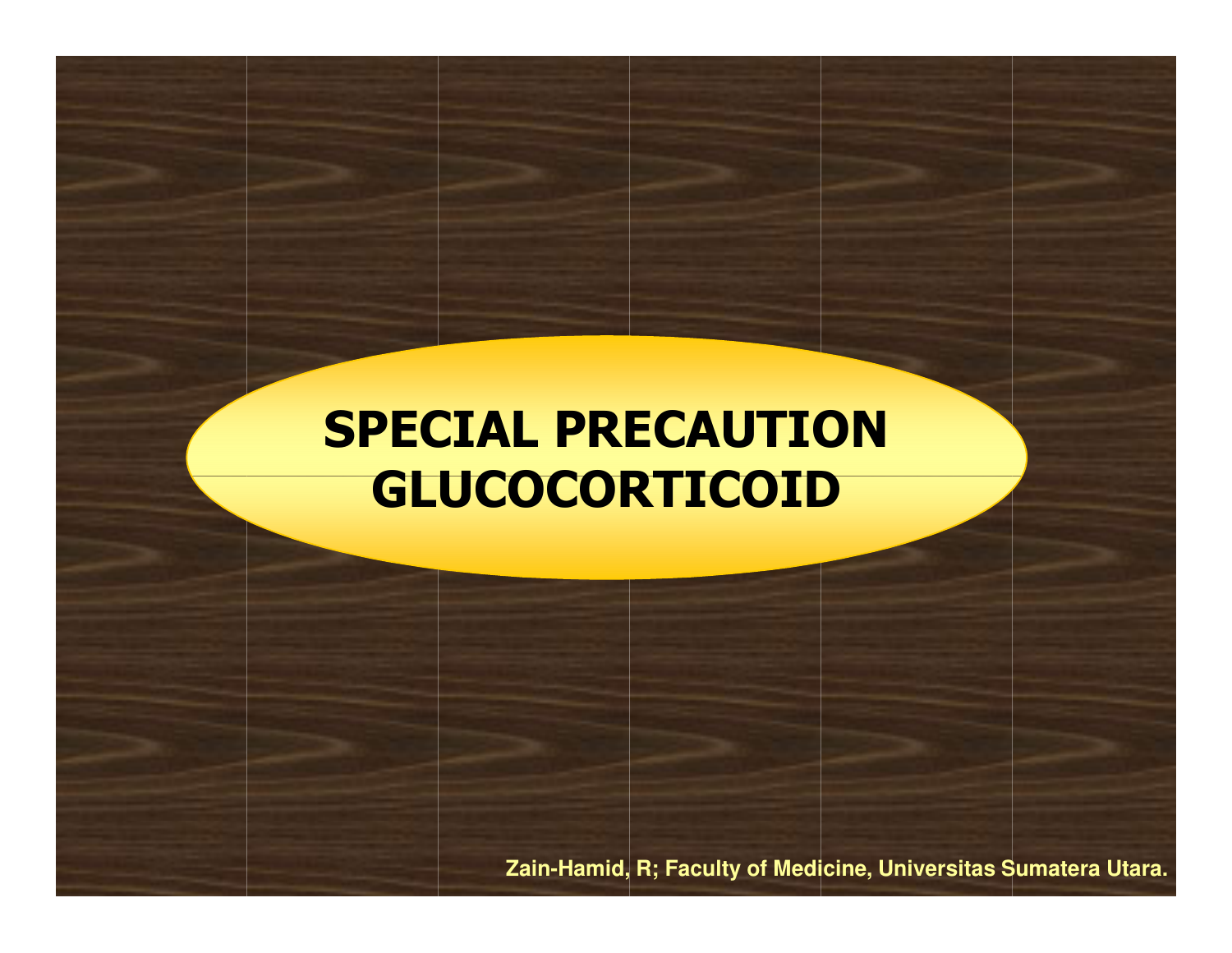# SPECIAL PRECAUTION GLUCOCORTICOID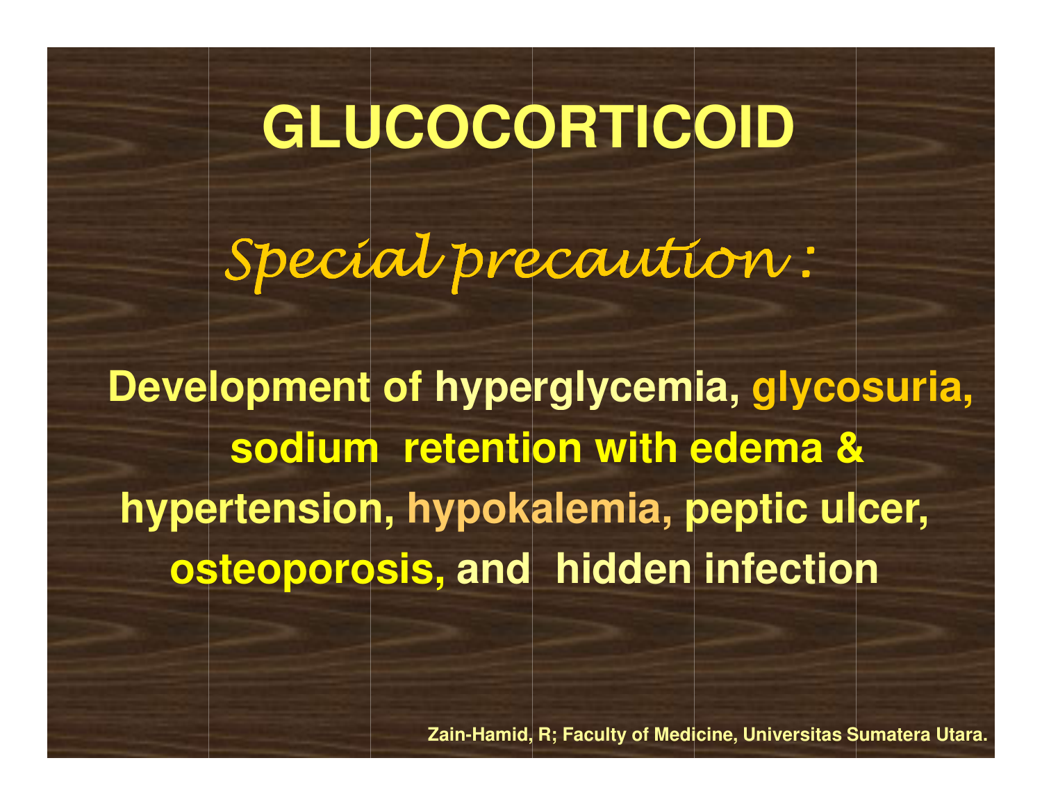# GLUCOCORTICOID

*Special precaution :*

**Development of hyperglycemia, glycosuria, sodium retention with edema & hypertension, hypokalemia, peptic ulcer, osteoporosis, and hidden infection**

Zain-Hamid, R; Faculty of Medicine, Universitas Sumatera Utara.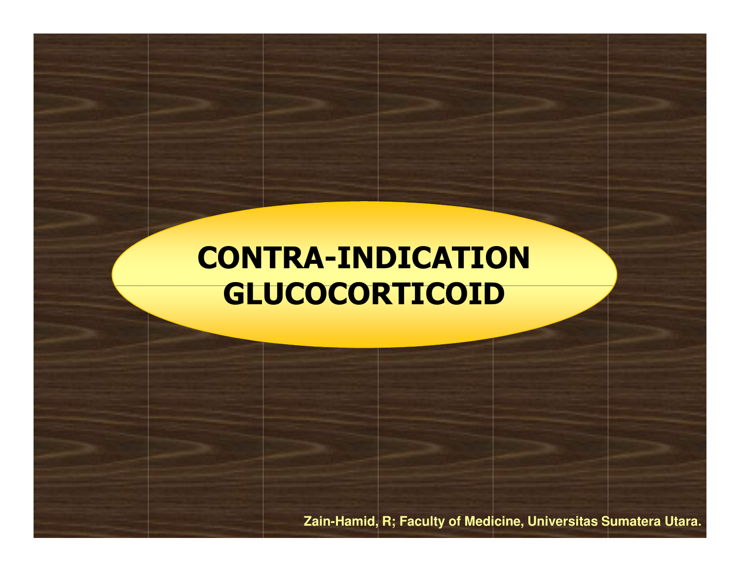# CONTRA-INDICATION GLUCOCORTICOID

Zain-Hamid, R; Faculty of Medicine, Universitas Sumatera Utara.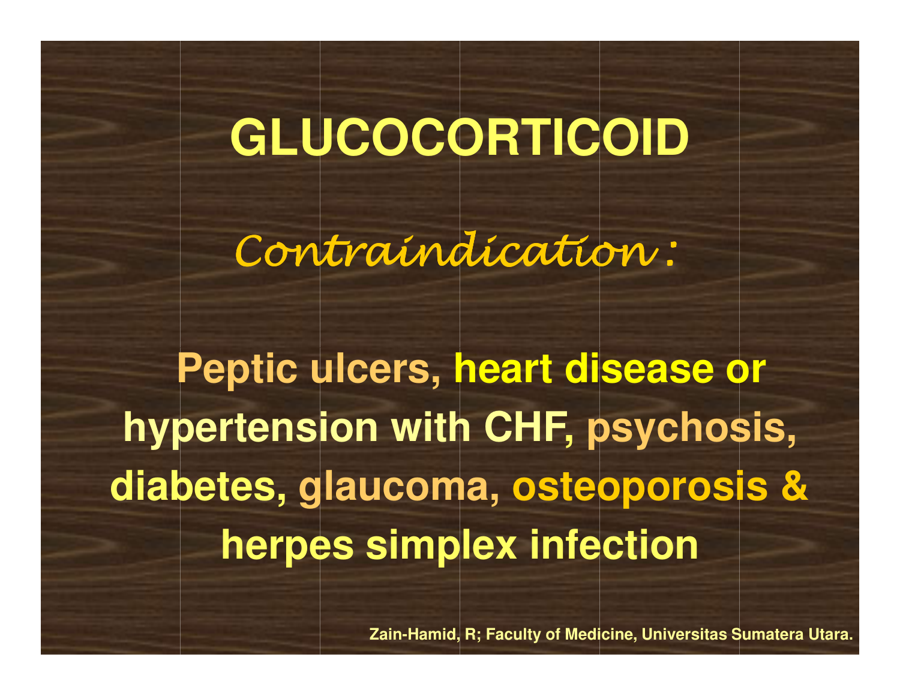# GLUCOCORTICOID

*Contraindication :*

**Peptic ulcers, heart disease or hypertension with CHF, psychosis, diabetes, glaucoma, osteoporosis & herpes simplex infection**

**Zain-Hamid, R; Faculty of Medicine, Universitas Sumatera Utara.**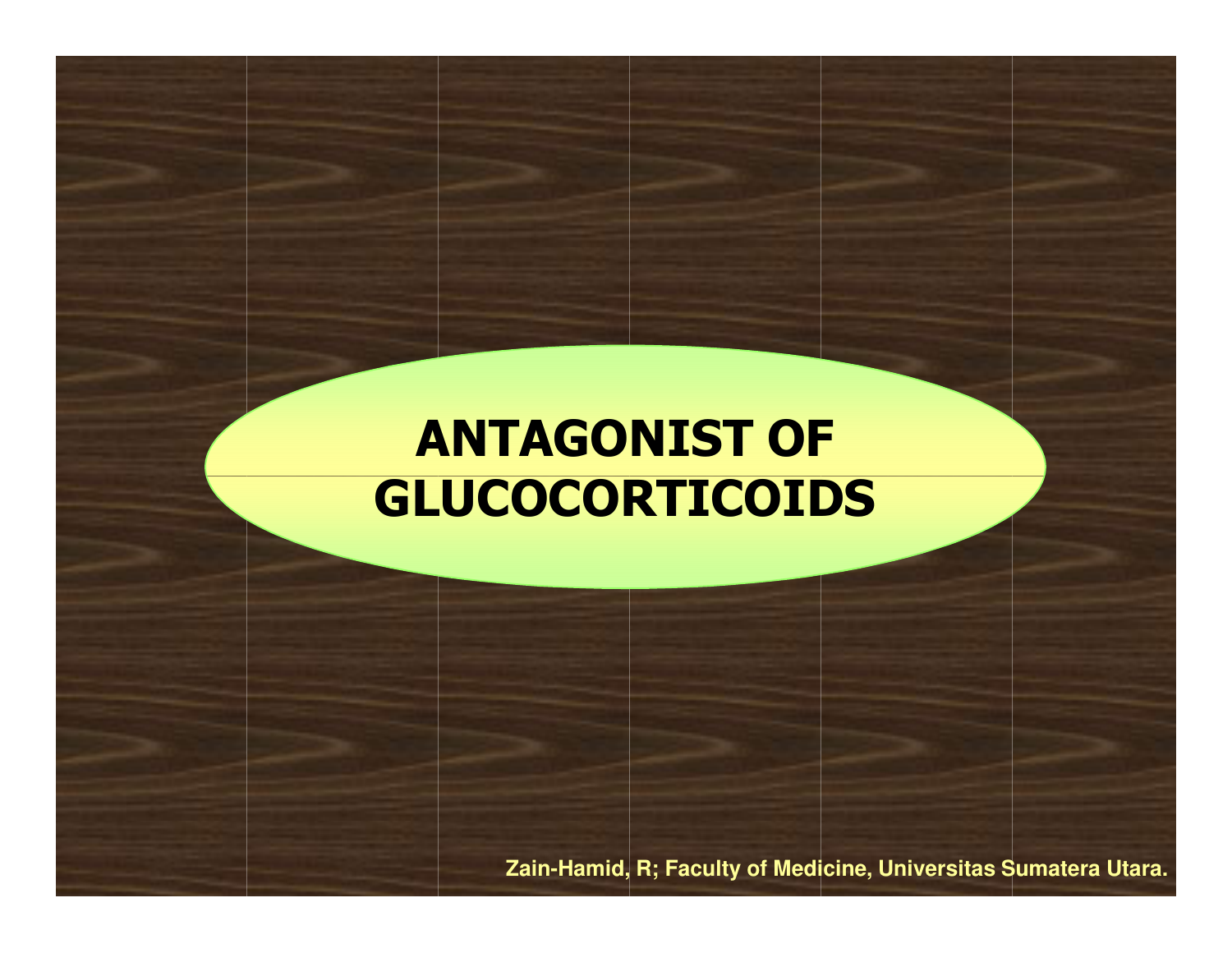# ANTAGONIST OF GLUCOCORTICOIDS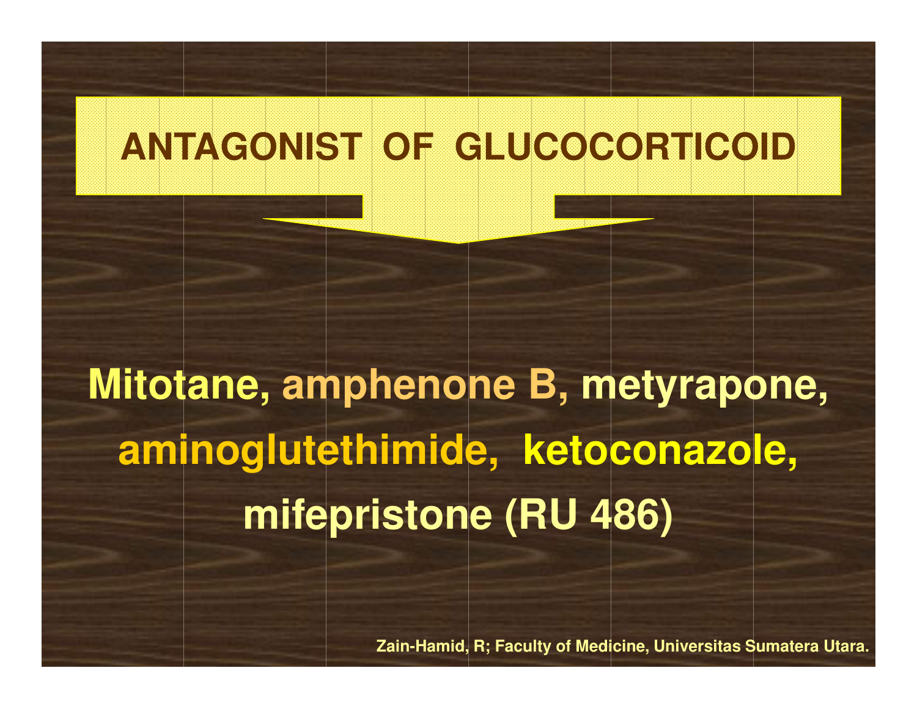# ANTAGONIST OF GLUCOCORTICOID

**Mitotane, amphenone B, metyrapone, aminoglutethimide, ketoconazole, mifepristone (RU 486)**

Zain-Hamid, R; Faculty of Medicine, Universitas Sumatera Utara.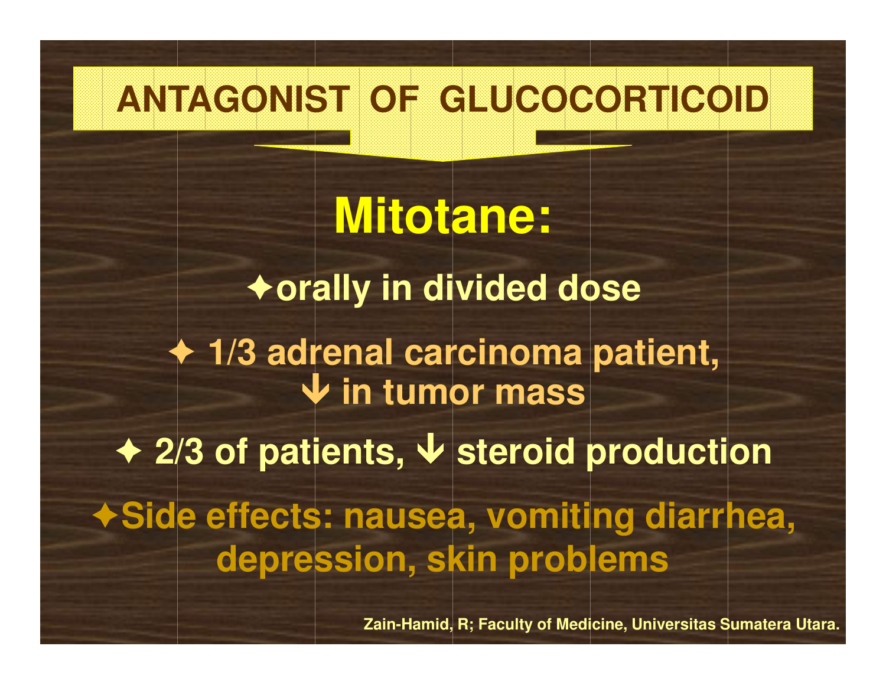# ANTAGONIST OF GLUCOCORTICOID

## Mitotane:

- orally in divided dose
- 1/3 adrenal carcinoma patient, ↓ in tumor mass
- 2/3 of patients, ↓ steroid production
- Side effects: nausea, vomiting diarrhea, depression, skin problems

Zain-Hamid, R; Faculty of Medicine, Universitas Sumatera Utara.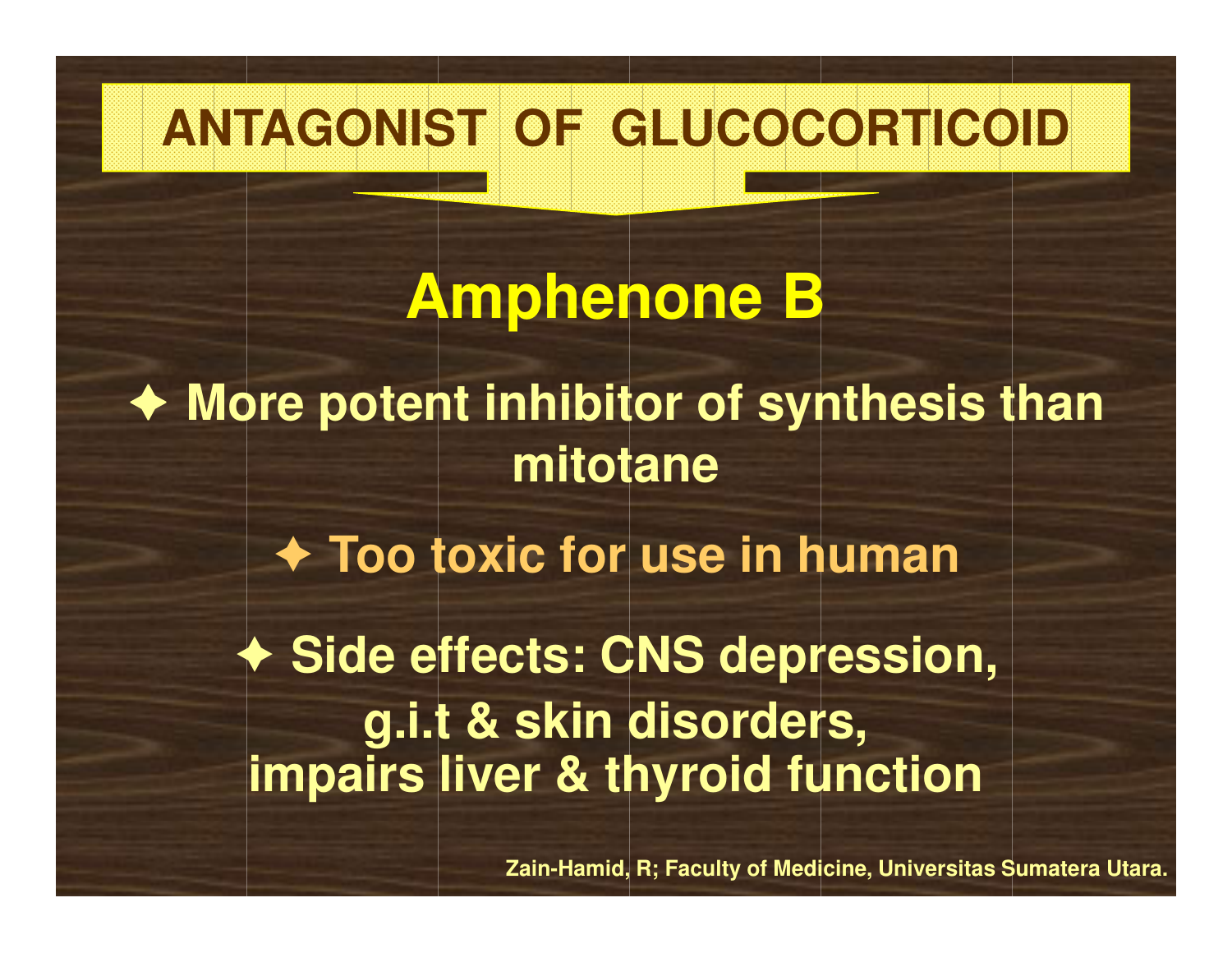# ANTAGONIST OF GLUCOCORTICOID

## Amphenone B

- More potent inhibitor of synthesis than mitotane
- Too toxic for use in human
- Side effects: CNS depression, g.i.t & skin disorders, impairs liver & thyroid function

Zain-Hamid, R; Faculty of Medicine, Universitas Sumatera Utara.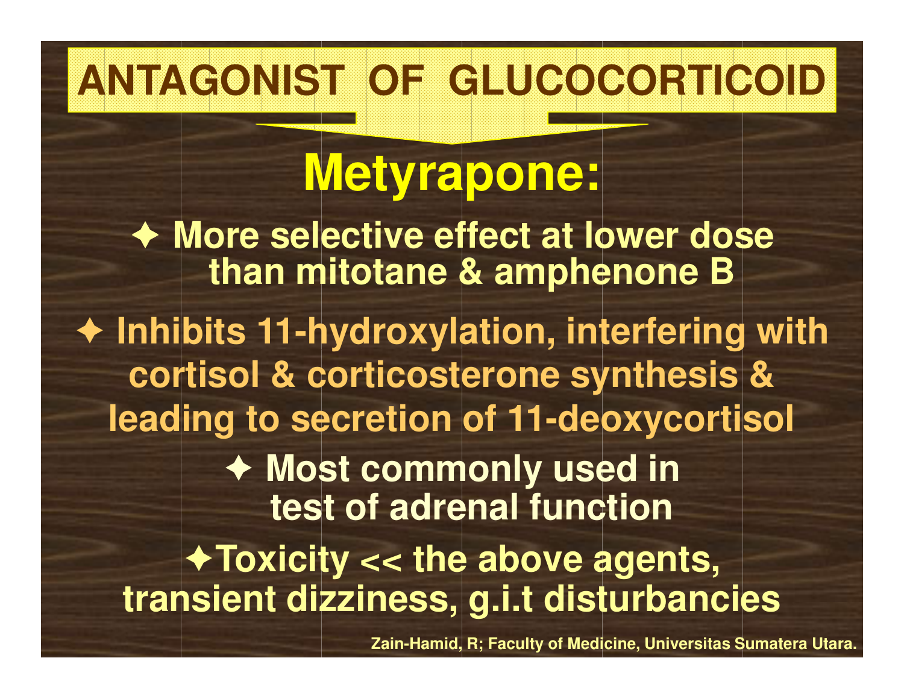# ANTAGONIST OF GLUCOCORTICOID

## Metyrapone:

- ✦ More selective effect at lower dose than mitotane & amphenone B
- ✦ Inhibits 11-hydroxylation, interfering with cortisol & corticosterone synthesis & leading to secretion of 11-deoxycortisol
- ✦ Most commonly used in test of adrenal function
- ✦ Toxicity << the above agents, transient dizziness, g.i.t disturbancies

Zain-Hamid, R; Faculty of Medicine, Universitas Sumatera Utara.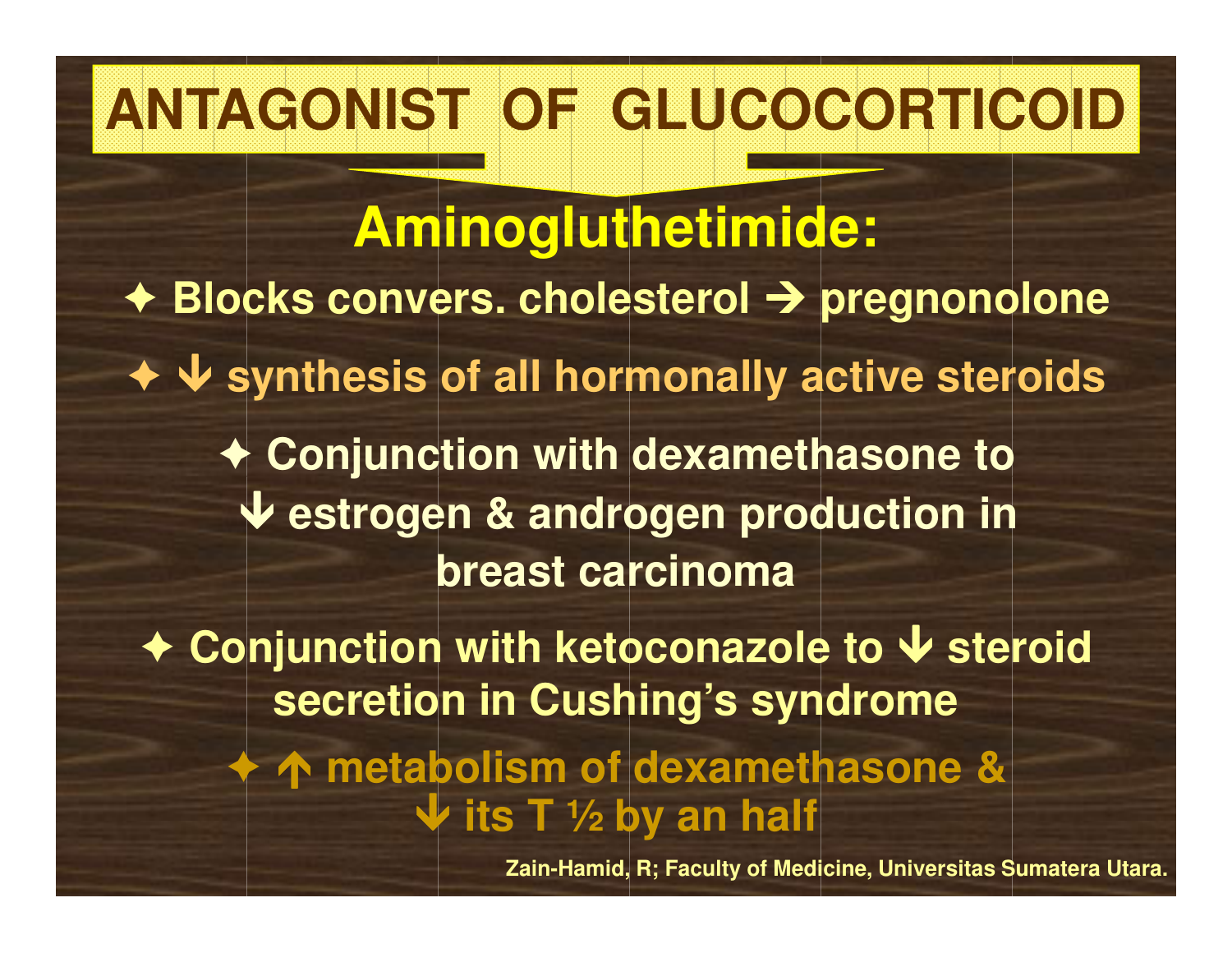# ANTAGONIST OF GLUCOCORTICOID

## Aminogluthetimide:

- ✦ Blocks convers. cholesterol → pregnonolone
- ✦ ↓ synthesis of all hormonally active steroids
- ✦ Conjunction with dexamethasone to ↓ estrogen & androgen production in breast carcinoma
- ✦ Conjunction with ketoconazole to ↓ steroid secretion in Cushing's syndrome
- ✦ ↑ metabolism of dexamethasone & ↓ its T ½ by an half

Zain-Hamid, R; Faculty of Medicine, Universitas Sumatera Utara.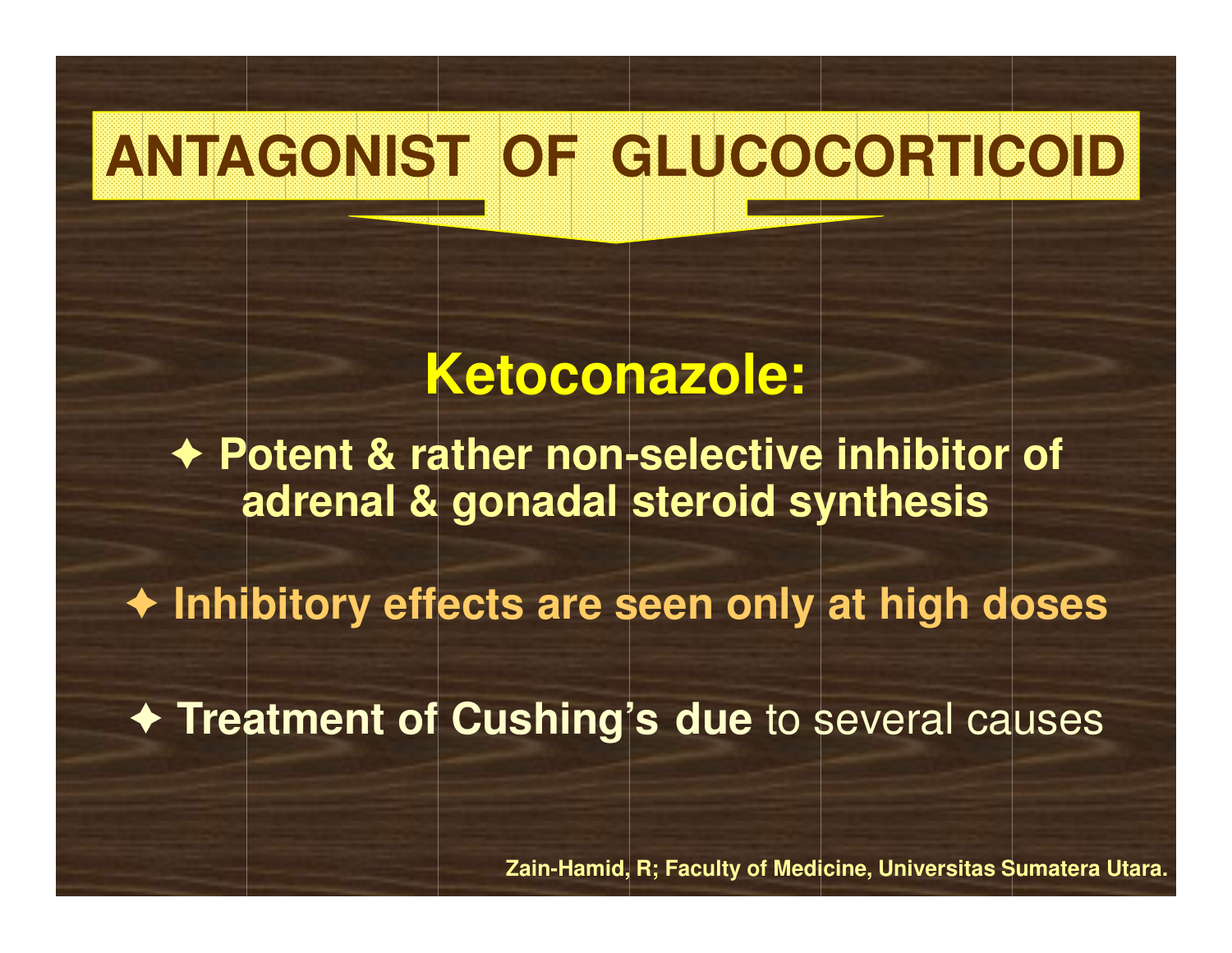# ANTAGONIST OF GLUCOCORTICOID

## Ketoconazole:

- **Potent & rather non-selective inhibitor of adrenal & gonadal steroid synthesis**
- **Inhibitory effects are seen only at high doses**
- **Treatment of Cushing's due** to several causes

**Zain-Hamid, R; Faculty of Medicine, Universitas Sumatera Utara.**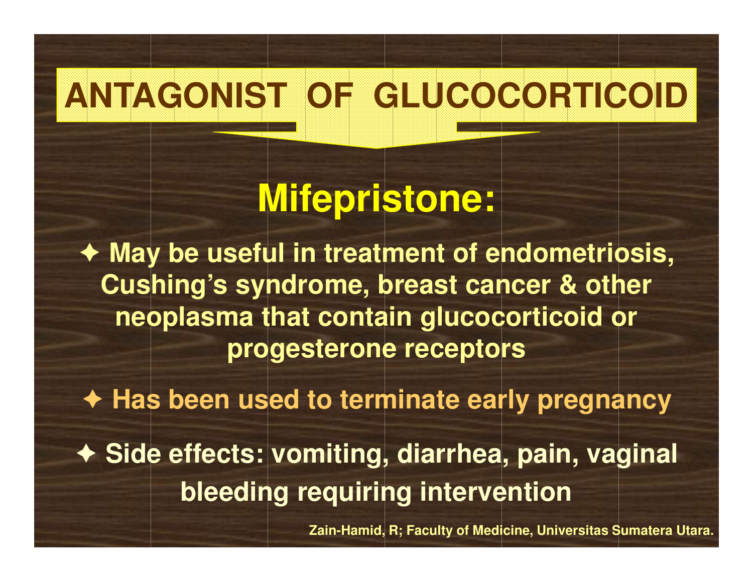# ANTAGONIST OF GLUCOCORTICOID

## Mifepristone:

- May be useful in treatment of endometriosis, Cushing's syndrome, breast cancer & other neoplasma that contain glucocorticoid or progesterone receptors
- Has been used to terminate early pregnancy
- Side effects: vomiting, diarrhea, pain, vaginal bleeding requiring intervention

Zain-Hamid, R; Faculty of Medicine, Universitas Sumatera Utara.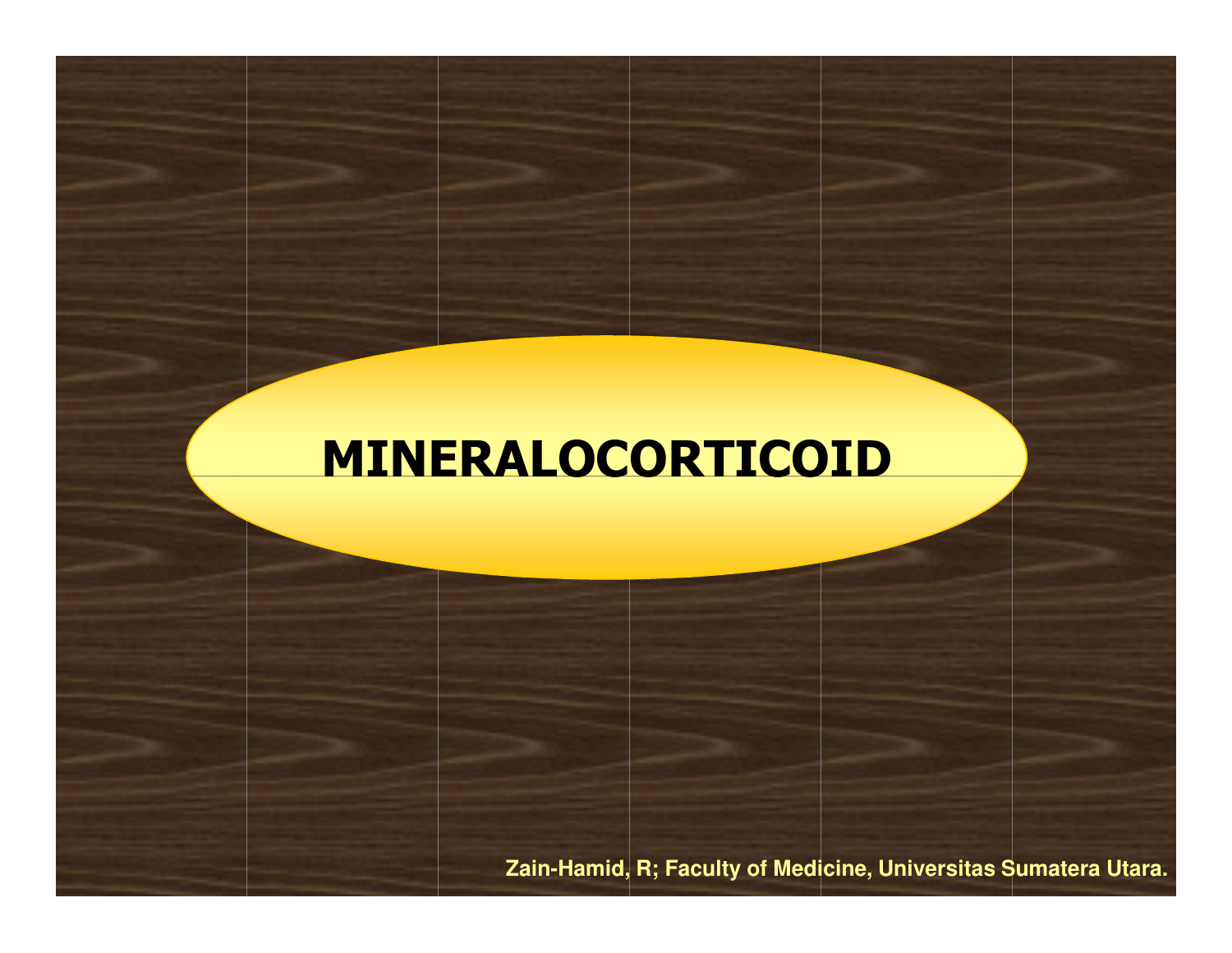# MINERALOCORTICOID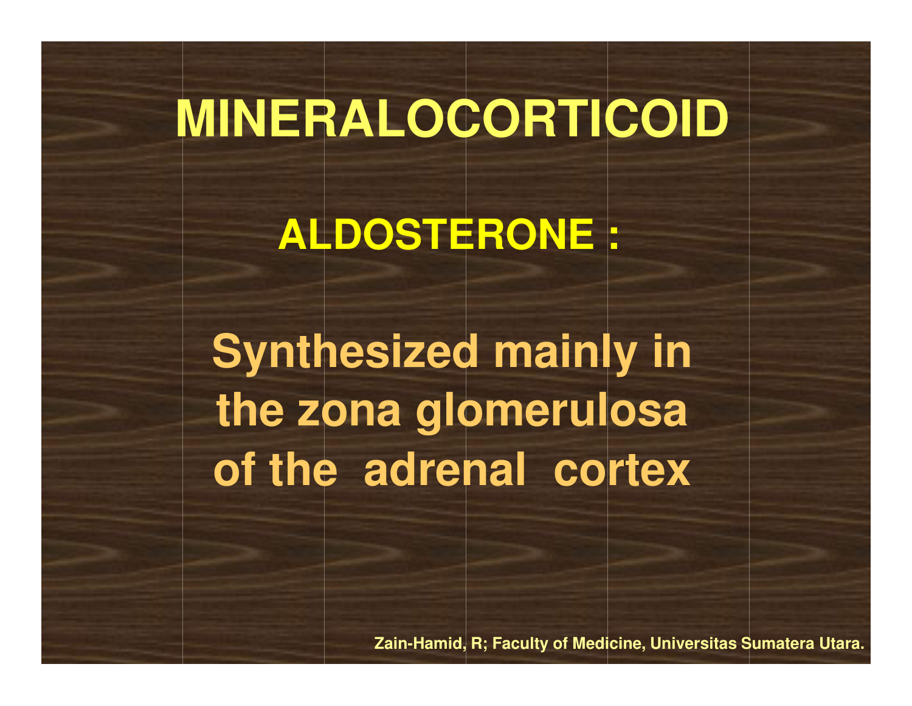# MINERALOCORTICOID

## ALDOSTERONE :

**Synthesized mainly in the zona glomerulosa of the adrenal cortex**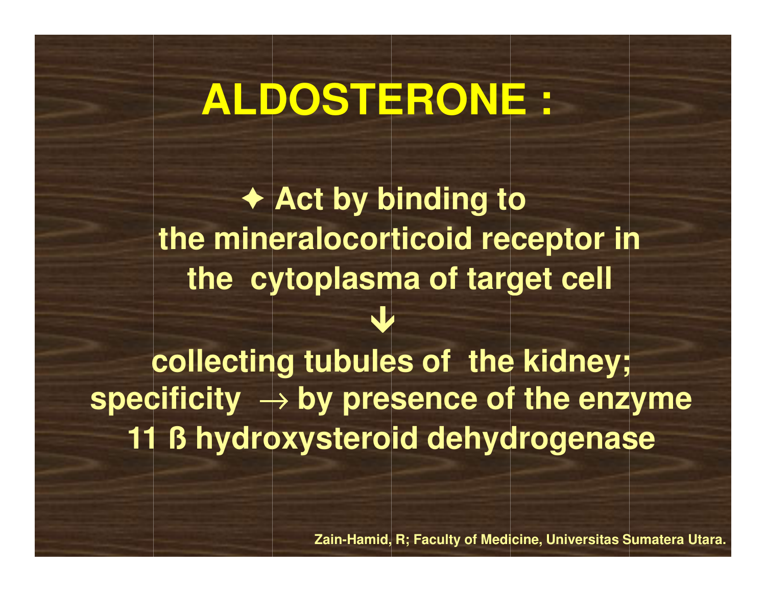# ALDOSTERONE :

✦ **Act by binding to the mineralocorticoid receptor in the cytoplasma of target cell**

**↓**

**collecting tubules of the kidney; specificity → by presence of the enzyme 11 ß hydroxysteroid dehydrogenase**

**Zain-Hamid, R; Faculty of Medicine, Universitas Sumatera Utara.**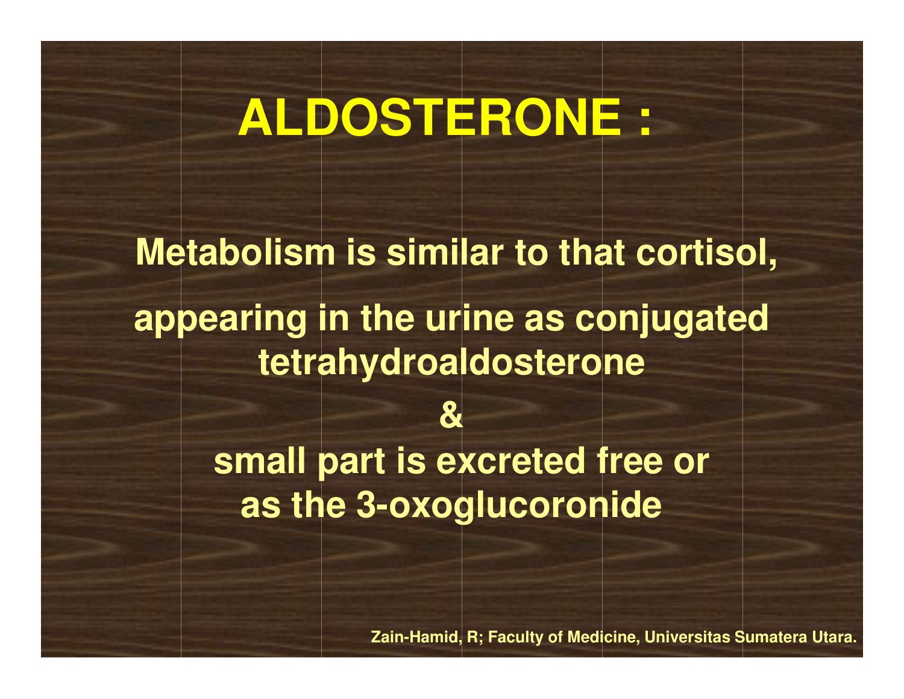# ALDOSTERONE :

**Metabolism is similar to that cortisol,**

**appearing in the urine as conjugated tetrahydroaldosterone**

**&**

**small part is excreted free or as the 3-oxoglucoronide**

Zain-Hamid, R; Faculty of Medicine, Universitas Sumatera Utara.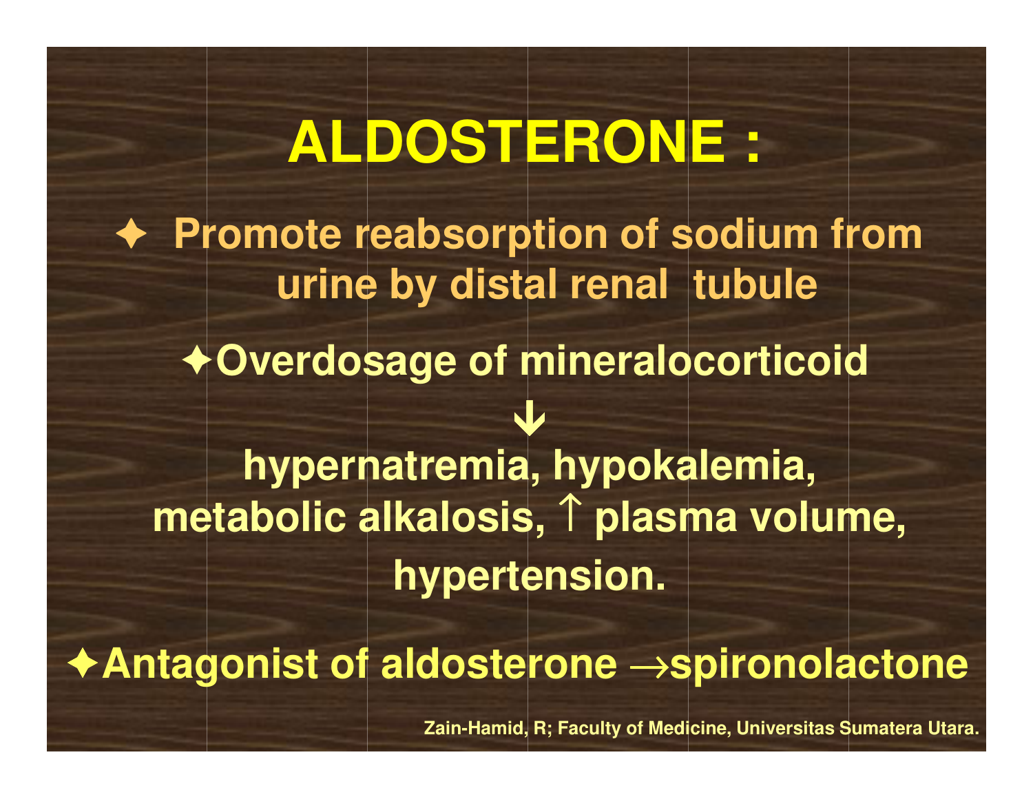# ALDOSTERONE :

- ✦ Promote reabsorption of sodium from urine by distal renal tubule

✦Overdosage of mineralocorticoid

↓

hypernatremia, hypokalemia, metabolic alkalosis, ↑ plasma volume, hypertension.

✦Antagonist of aldosterone →spironolactone

Zain-Hamid, R; Faculty of Medicine, Universitas Sumatera Utara.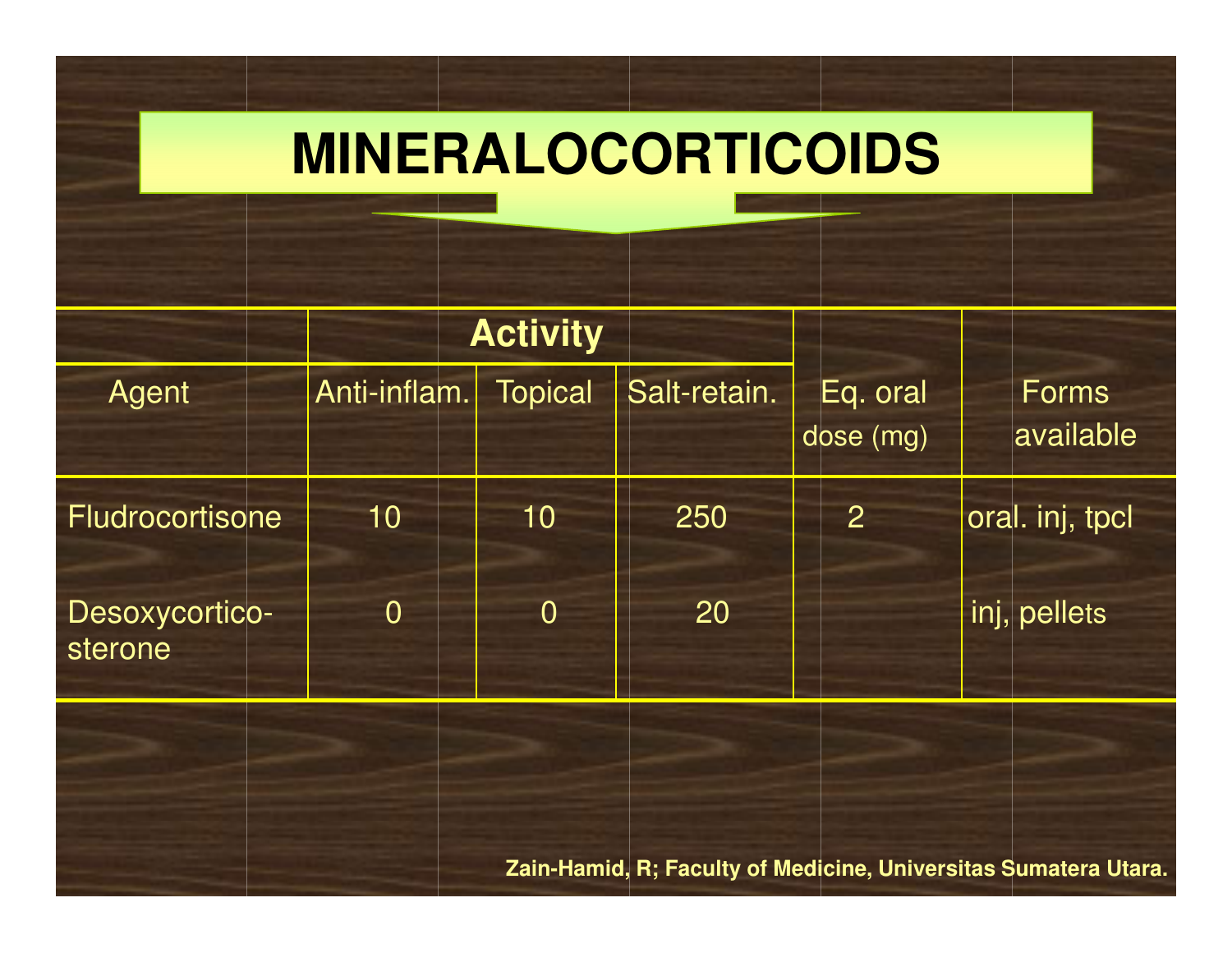# MINERALOCORTICOIDS

| Agent | Activity | | | Eq. oral dose (mg) | Forms available |
|---|---|---|---|---|---|
| | Anti-inflam. | Topical | Salt-retain. | | |
| Fludrocortisone | 10 | 10 | 250 | 2 | oral. inj, tpcl |
| Desoxycortico-sterone | 0 | 0 | 20 | | inj, pellets |

Zain-Hamid, R; Faculty of Medicine, Universitas Sumatera Utara.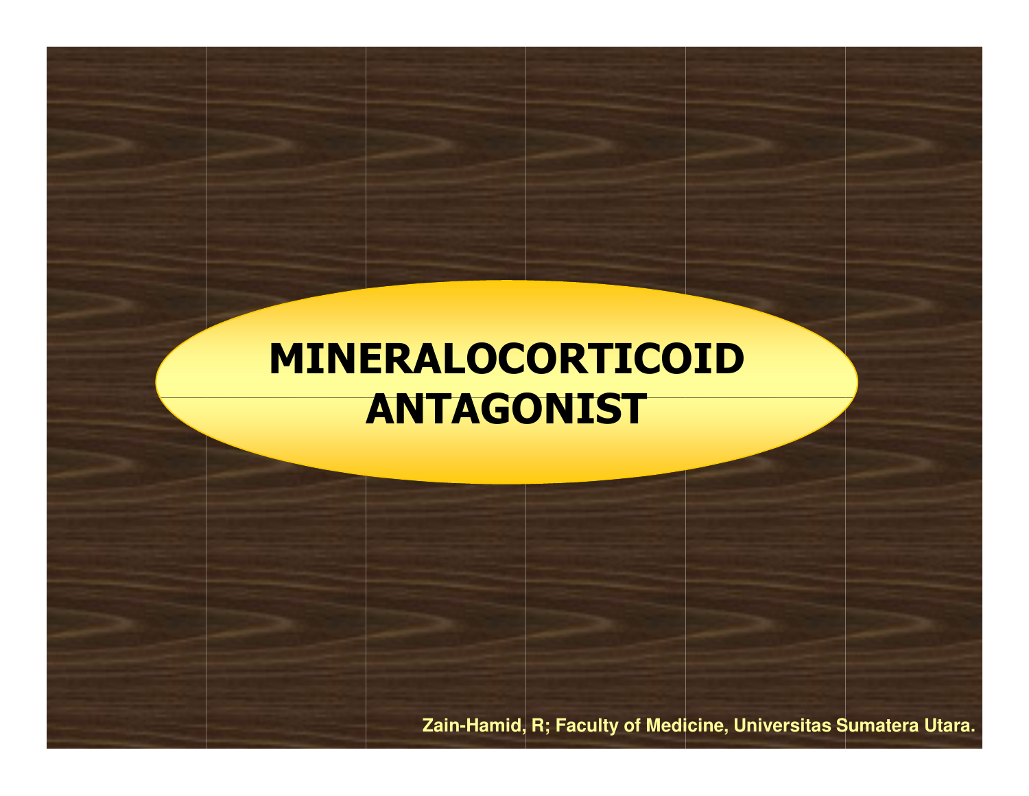# MINERALOCORTICOID ANTAGONIST

Zain-Hamid, R; Faculty of Medicine, Universitas Sumatera Utara.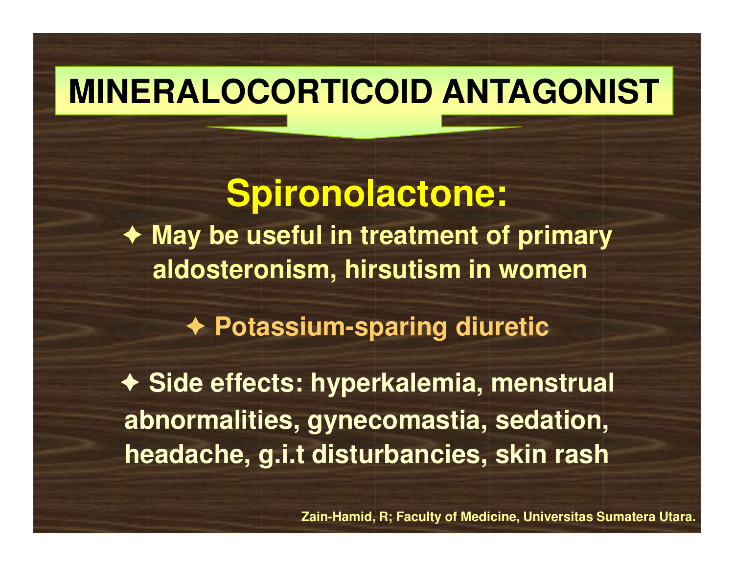# MINERALOCORTICOID ANTAGONIST

## Spironolactone:

- ✦ May be useful in treatment of primary aldosteronism, hirsutism in women
- ✦ Potassium-sparing diuretic
- ✦ Side effects: hyperkalemia, menstrual abnormalities, gynecomastia, sedation, headache, g.i.t disturbancies, skin rash

Zain-Hamid, R; Faculty of Medicine, Universitas Sumatera Utara.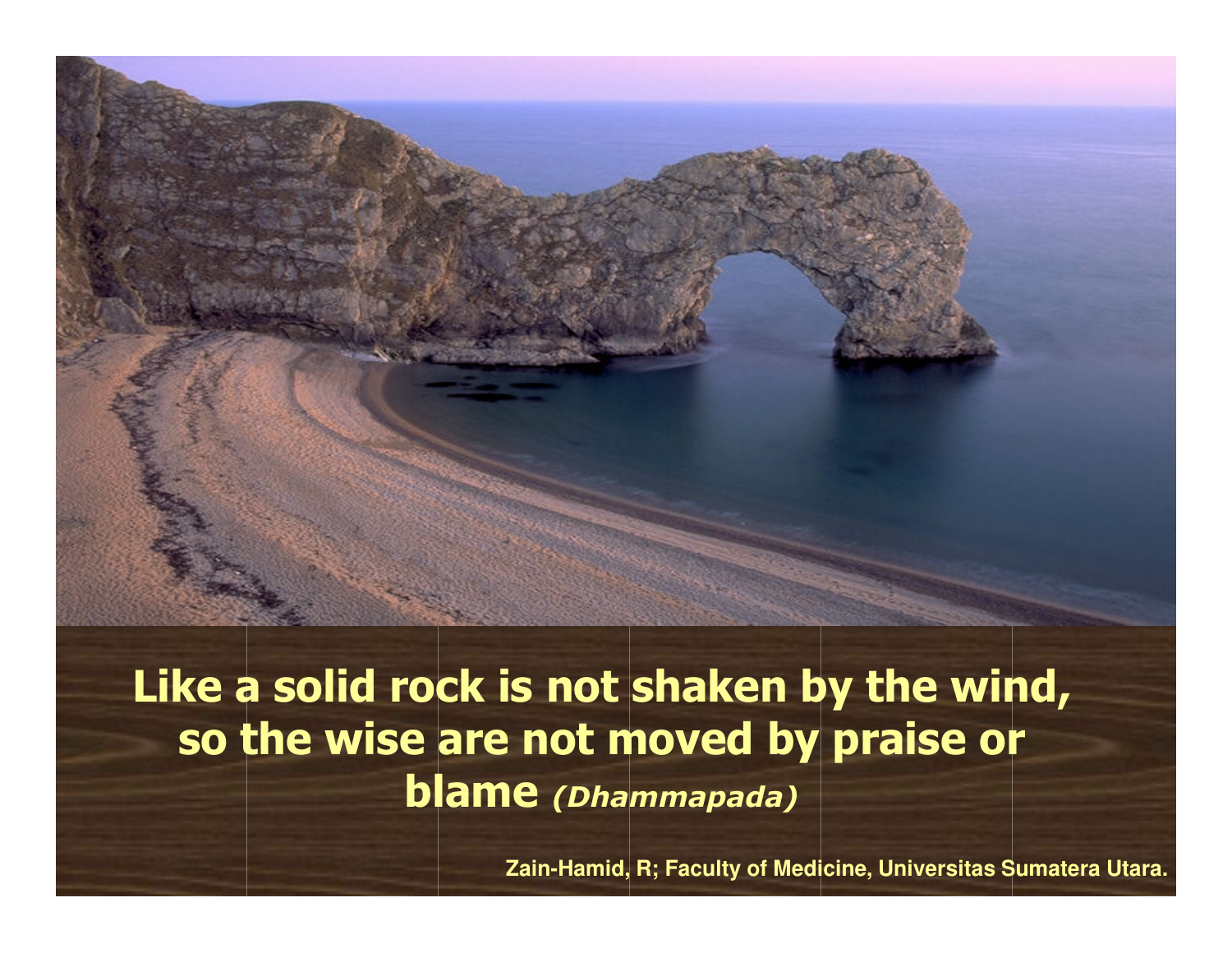**Like a solid rock is not shaken by the wind, so the wise are not moved by praise or blame** ***(Dhammapada)***

**Zain-Hamid, R; Faculty of Medicine, Universitas Sumatera Utara.**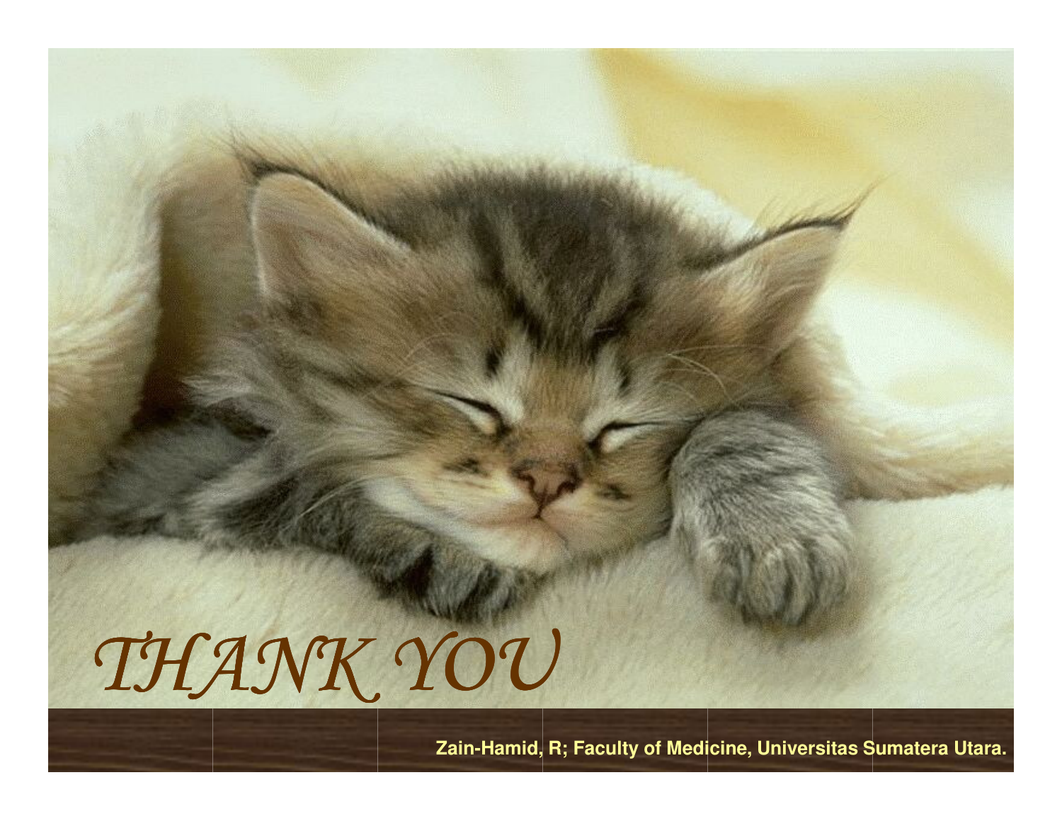THANK YOU

Zain-Hamid, R; Faculty of Medicine, Universitas Sumatera Utara.